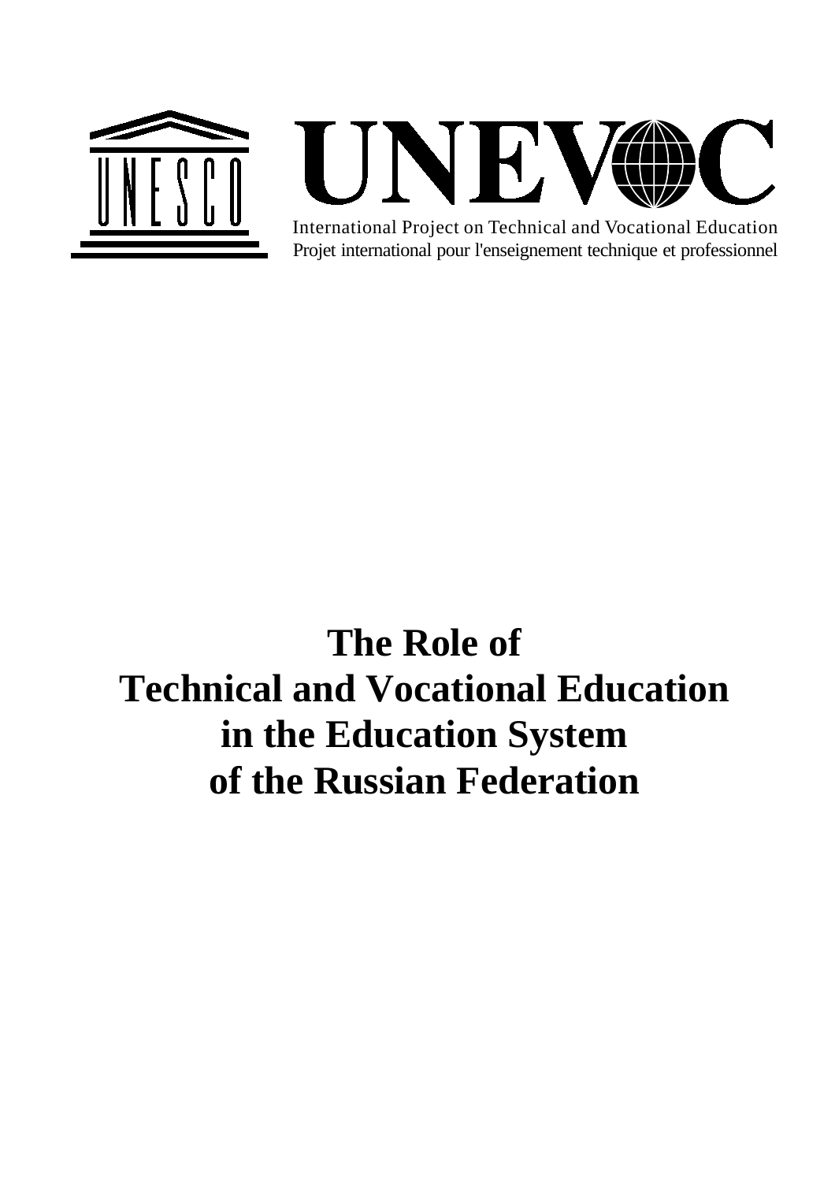UNESCO

UNEVOC

International Project on Technical and Vocational Education

Projet international pour l'enseignement technique et professionnel

# The Role of Technical and Vocational Education in the Education System of the Russian Federation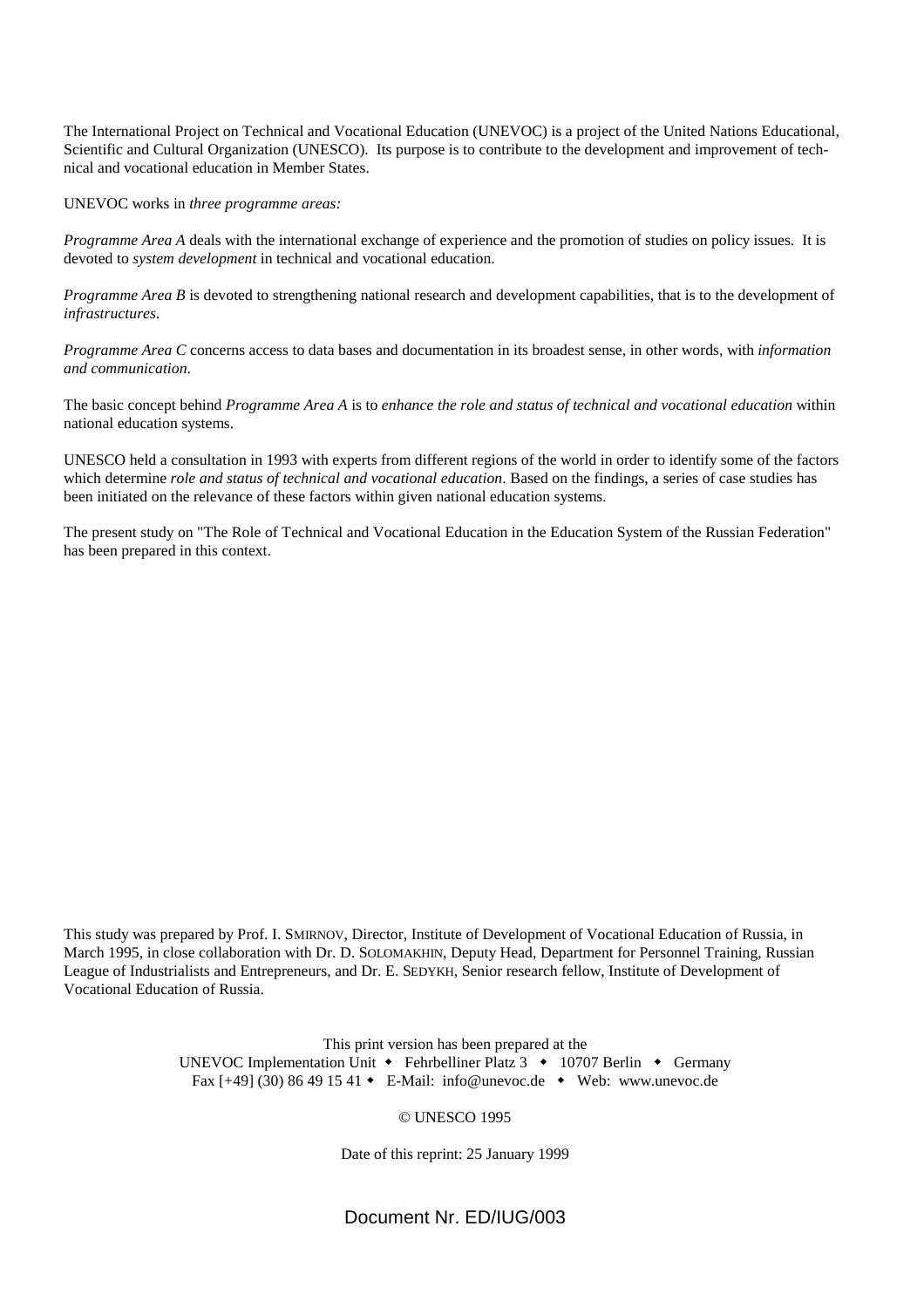The International Project on Technical and Vocational Education (UNEVOC) is a project of the United Nations Educational, Scientific and Cultural Organization (UNESCO). Its purpose is to contribute to the development and improvement of technical and vocational education in Member States.

UNEVOC works in *three programme areas:*

*Programme Area A* deals with the international exchange of experience and the promotion of studies on policy issues. It is devoted to *system development* in technical and vocational education.

*Programme Area B* is devoted to strengthening national research and development capabilities, that is to the development of *infrastructures*.

*Programme Area C* concerns access to data bases and documentation in its broadest sense, in other words, with *information and communication*.

The basic concept behind *Programme Area A* is to *enhance the role and status of technical and vocational education* within national education systems.

UNESCO held a consultation in 1993 with experts from different regions of the world in order to identify some of the factors which determine *role and status of technical and vocational education*. Based on the findings, a series of case studies has been initiated on the relevance of these factors within given national education systems.

The present study on "The Role of Technical and Vocational Education in the Education System of the Russian Federation" has been prepared in this context.

This study was prepared by Prof. I. SMIRNOV, Director, Institute of Development of Vocational Education of Russia, in March 1995, in close collaboration with Dr. D. SOLOMAKHIN, Deputy Head, Department for Personnel Training, Russian League of Industrialists and Entrepreneurs, and Dr. E. SEDYKH, Senior research fellow, Institute of Development of Vocational Education of Russia.

This print version has been prepared at the
UNEVOC Implementation Unit ◆ Fehrbelliner Platz 3 ◆ 10707 Berlin ◆ Germany
Fax [+49] (30) 86 49 15 41 ◆ E-Mail: info@unevoc.de ◆ Web: www.unevoc.de

© UNESCO 1995

Date of this reprint: 25 January 1999

Document Nr. ED/IUG/003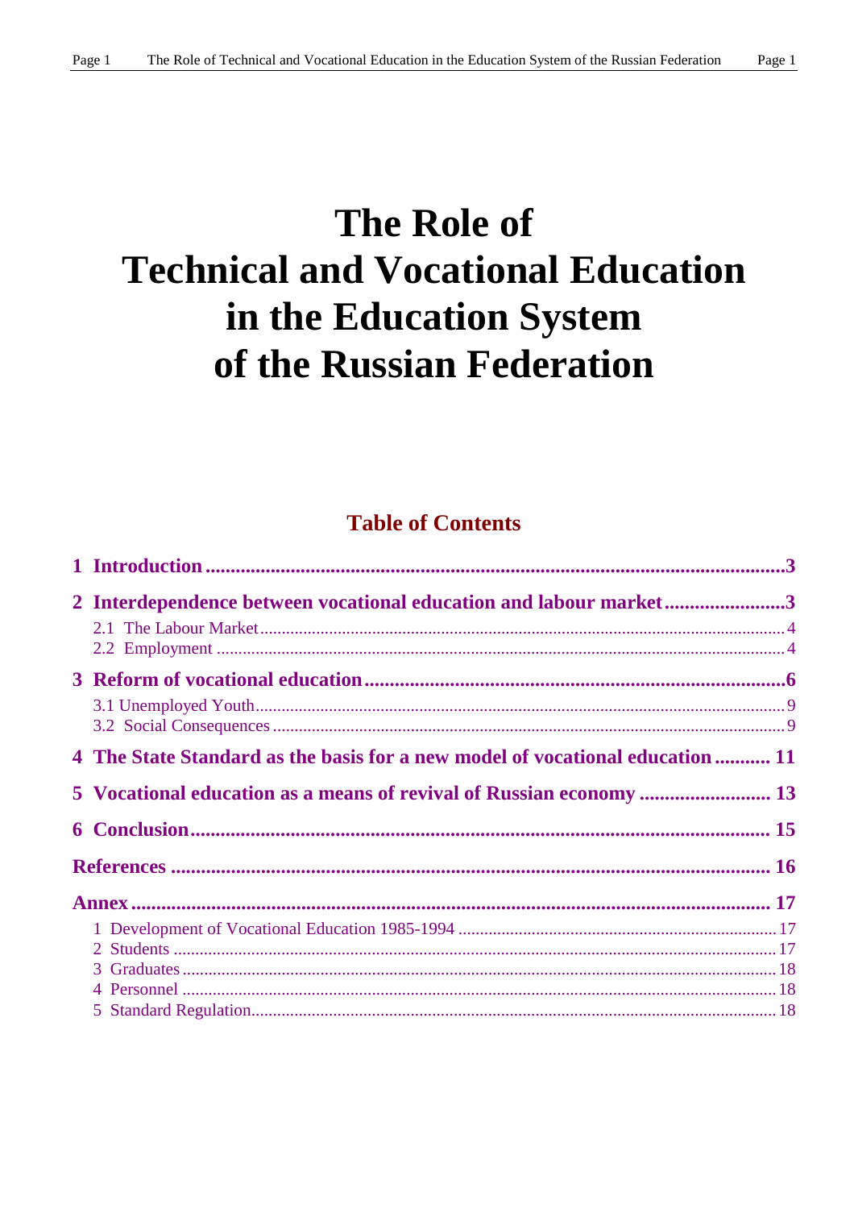# The Role of Technical and Vocational Education in the Education System of the Russian Federation

## Table of Contents

**1 Introduction ........................................................ 3**

**2 Interdependence between vocational education and labour market ........................ 3**

2.1 The Labour Market ........................................................ 4

2.2 Employment ........................................................ 4

**3 Reform of vocational education ........................................................ 6**

3.1 Unemployed Youth ........................................................ 9

3.2 Social Consequences ........................................................ 9

**4 The State Standard as the basis for a new model of vocational education ........... 11**

**5 Vocational education as a means of revival of Russian economy .......................... 13**

**6 Conclusion ........................................................ 15**

**References ........................................................ 16**

**Annex ........................................................ 17**

1 Development of Vocational Education 1985-1994 ........................................................ 17

2 Students ........................................................ 17

3 Graduates ........................................................ 18

4 Personnel ........................................................ 18

5 Standard Regulation ........................................................ 18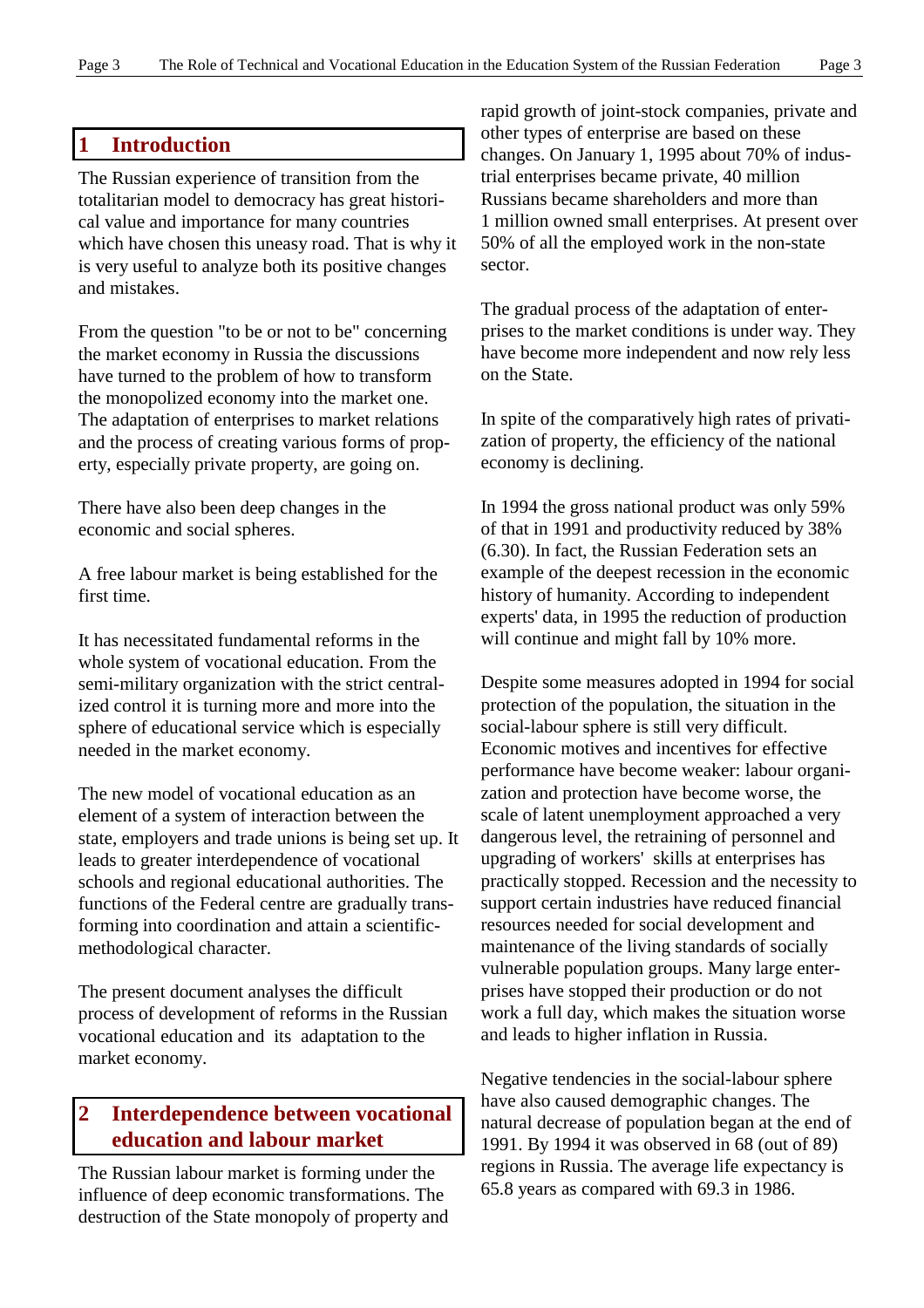## 1 Introduction

The Russian experience of transition from the totalitarian model to democracy has great historical value and importance for many countries which have chosen this uneasy road. That is why it is very useful to analyze both its positive changes and mistakes.

From the question "to be or not to be" concerning the market economy in Russia the discussions have turned to the problem of how to transform the monopolized economy into the market one. The adaptation of enterprises to market relations and the process of creating various forms of property, especially private property, are going on.

There have also been deep changes in the economic and social spheres.

A free labour market is being established for the first time.

It has necessitated fundamental reforms in the whole system of vocational education. From the semi-military organization with the strict centralized control it is turning more and more into the sphere of educational service which is especially needed in the market economy.

The new model of vocational education as an element of a system of interaction between the state, employers and trade unions is being set up. It leads to greater interdependence of vocational schools and regional educational authorities. The functions of the Federal centre are gradually transforming into coordination and attain a scientific-methodological character.

The present document analyses the difficult process of development of reforms in the Russian vocational education and its adaptation to the market economy.

## 2 Interdependence between vocational education and labour market

The Russian labour market is forming under the influence of deep economic transformations. The destruction of the State monopoly of property and rapid growth of joint-stock companies, private and other types of enterprise are based on these changes. On January 1, 1995 about 70% of industrial enterprises became private, 40 million Russians became shareholders and more than 1 million owned small enterprises. At present over 50% of all the employed work in the non-state sector.

The gradual process of the adaptation of enterprises to the market conditions is under way. They have become more independent and now rely less on the State.

In spite of the comparatively high rates of privatization of property, the efficiency of the national economy is declining.

In 1994 the gross national product was only 59% of that in 1991 and productivity reduced by 38% (6.30). In fact, the Russian Federation sets an example of the deepest recession in the economic history of humanity. According to independent experts' data, in 1995 the reduction of production will continue and might fall by 10% more.

Despite some measures adopted in 1994 for social protection of the population, the situation in the social-labour sphere is still very difficult. Economic motives and incentives for effective performance have become weaker: labour organization and protection have become worse, the scale of latent unemployment approached a very dangerous level, the retraining of personnel and upgrading of workers' skills at enterprises has practically stopped. Recession and the necessity to support certain industries have reduced financial resources needed for social development and maintenance of the living standards of socially vulnerable population groups. Many large enterprises have stopped their production or do not work a full day, which makes the situation worse and leads to higher inflation in Russia.

Negative tendencies in the social-labour sphere have also caused demographic changes. The natural decrease of population began at the end of 1991. By 1994 it was observed in 68 (out of 89) regions in Russia. The average life expectancy is 65.8 years as compared with 69.3 in 1986.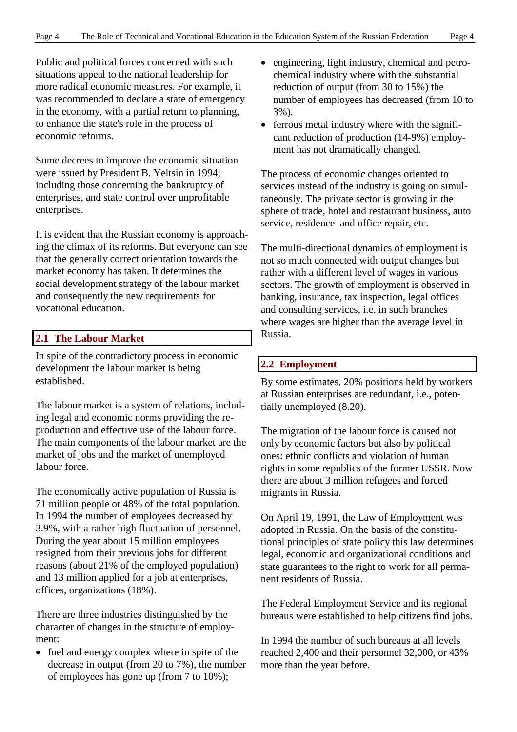Public and political forces concerned with such situations appeal to the national leadership for more radical economic measures. For example, it was recommended to declare a state of emergency in the economy, with a partial return to planning, to enhance the state's role in the process of economic reforms.

Some decrees to improve the economic situation were issued by President B. Yeltsin in 1994; including those concerning the bankruptcy of enterprises, and state control over unprofitable enterprises.

It is evident that the Russian economy is approaching the climax of its reforms. But everyone can see that the generally correct orientation towards the market economy has taken. It determines the social development strategy of the labour market and consequently the new requirements for vocational education.

## 2.1 The Labour Market

In spite of the contradictory process in economic development the labour market is being established.

The labour market is a system of relations, including legal and economic norms providing the reproduction and effective use of the labour force. The main components of the labour market are the market of jobs and the market of unemployed labour force.

The economically active population of Russia is 71 million people or 48% of the total population. In 1994 the number of employees decreased by 3.9%, with a rather high fluctuation of personnel. During the year about 15 million employees resigned from their previous jobs for different reasons (about 21% of the employed population) and 13 million applied for a job at enterprises, offices, organizations (18%).

There are three industries distinguished by the character of changes in the structure of employment:

- fuel and energy complex where in spite of the decrease in output (from 20 to 7%), the number of employees has gone up (from 7 to 10%);
- engineering, light industry, chemical and petrochemical industry where with the substantial reduction of output (from 30 to 15%) the number of employees has decreased (from 10 to 3%).
- ferrous metal industry where with the significant reduction of production (14-9%) employment has not dramatically changed.

The process of economic changes oriented to services instead of the industry is going on simultaneously. The private sector is growing in the sphere of trade, hotel and restaurant business, auto service, residence and office repair, etc.

The multi-directional dynamics of employment is not so much connected with output changes but rather with a different level of wages in various sectors. The growth of employment is observed in banking, insurance, tax inspection, legal offices and consulting services, i.e. in such branches where wages are higher than the average level in Russia.

## 2.2 Employment

By some estimates, 20% positions held by workers at Russian enterprises are redundant, i.e., potentially unemployed (8.20).

The migration of the labour force is caused not only by economic factors but also by political ones: ethnic conflicts and violation of human rights in some republics of the former USSR. Now there are about 3 million refugees and forced migrants in Russia.

On April 19, 1991, the Law of Employment was adopted in Russia. On the basis of the constitutional principles of state policy this law determines legal, economic and organizational conditions and state guarantees to the right to work for all permanent residents of Russia.

The Federal Employment Service and its regional bureaus were established to help citizens find jobs.

In 1994 the number of such bureaus at all levels reached 2,400 and their personnel 32,000, or 43% more than the year before.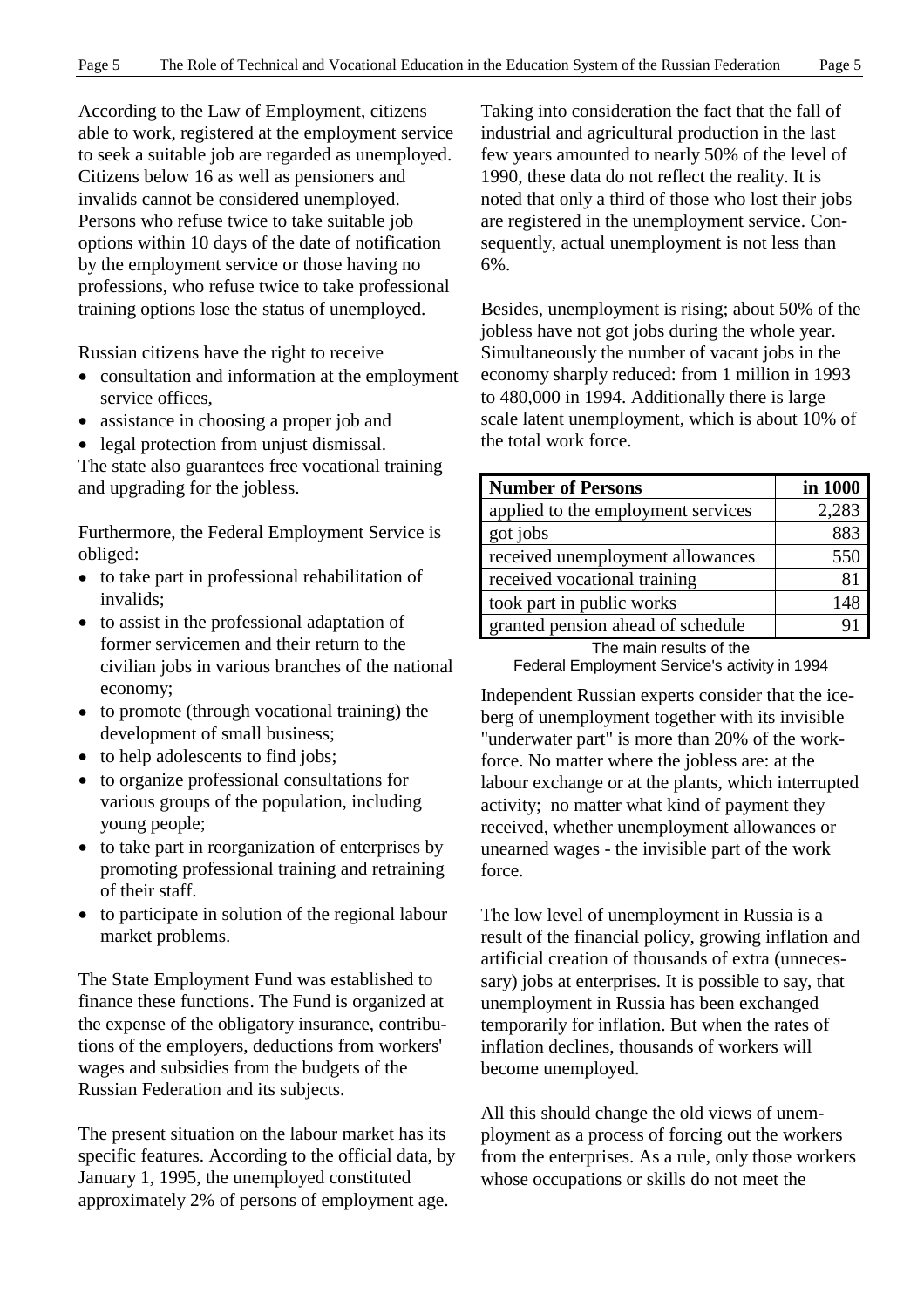According to the Law of Employment, citizens able to work, registered at the employment service to seek a suitable job are regarded as unemployed. Citizens below 16 as well as pensioners and invalids cannot be considered unemployed. Persons who refuse twice to take suitable job options within 10 days of the date of notification by the employment service or those having no professions, who refuse twice to take professional training options lose the status of unemployed.

Russian citizens have the right to receive

- consultation and information at the employment service offices,
- assistance in choosing a proper job and
- legal protection from unjust dismissal.

The state also guarantees free vocational training and upgrading for the jobless.

Furthermore, the Federal Employment Service is obliged:

- to take part in professional rehabilitation of invalids;
- to assist in the professional adaptation of former servicemen and their return to the civilian jobs in various branches of the national economy;
- to promote (through vocational training) the development of small business;
- to help adolescents to find jobs;
- to organize professional consultations for various groups of the population, including young people;
- to take part in reorganization of enterprises by promoting professional training and retraining of their staff.
- to participate in solution of the regional labour market problems.

The State Employment Fund was established to finance these functions. The Fund is organized at the expense of the obligatory insurance, contributions of the employers, deductions from workers' wages and subsidies from the budgets of the Russian Federation and its subjects.

The present situation on the labour market has its specific features. According to the official data, by January 1, 1995, the unemployed constituted approximately 2% of persons of employment age.

Taking into consideration the fact that the fall of industrial and agricultural production in the last few years amounted to nearly 50% of the level of 1990, these data do not reflect the reality. It is noted that only a third of those who lost their jobs are registered in the unemployment service. Consequently, actual unemployment is not less than 6%.

Besides, unemployment is rising; about 50% of the jobless have not got jobs during the whole year. Simultaneously the number of vacant jobs in the economy sharply reduced: from 1 million in 1993 to 480,000 in 1994. Additionally there is large scale latent unemployment, which is about 10% of the total work force.

| Number of Persons | in 1000 |
|---|---|
| applied to the employment services | 2,283 |
| got jobs | 883 |
| received unemployment allowances | 550 |
| received vocational training | 81 |
| took part in public works | 148 |
| granted pension ahead of schedule | 91 |

The main results of the Federal Employment Service's activity in 1994

Independent Russian experts consider that the iceberg of unemployment together with its invisible "underwater part" is more than 20% of the workforce. No matter where the jobless are: at the labour exchange or at the plants, which interrupted activity; no matter what kind of payment they received, whether unemployment allowances or unearned wages - the invisible part of the work force.

The low level of unemployment in Russia is a result of the financial policy, growing inflation and artificial creation of thousands of extra (unnecessary) jobs at enterprises. It is possible to say, that unemployment in Russia has been exchanged temporarily for inflation. But when the rates of inflation declines, thousands of workers will become unemployed.

All this should change the old views of unemployment as a process of forcing out the workers from the enterprises. As a rule, only those workers whose occupations or skills do not meet the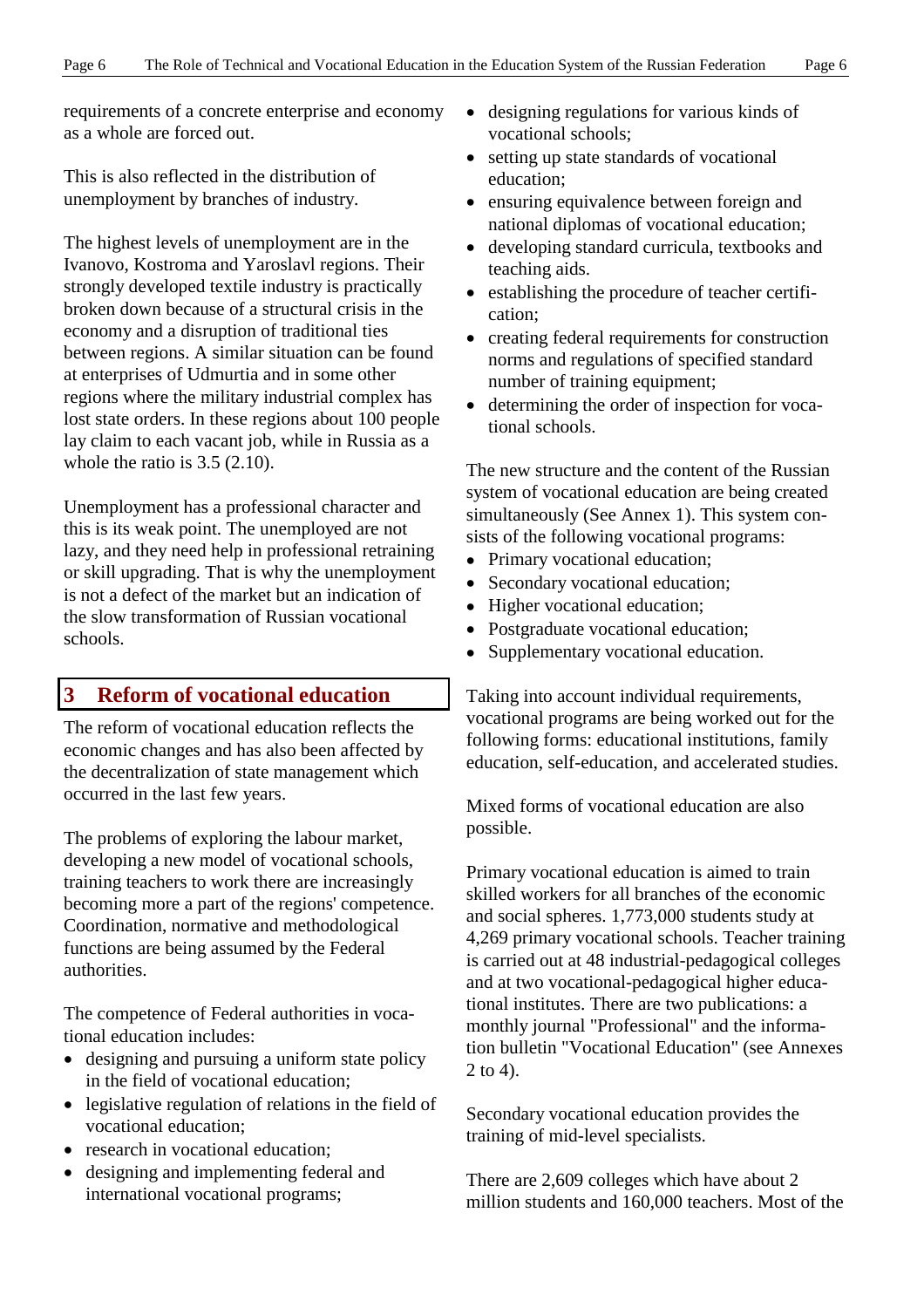requirements of a concrete enterprise and economy as a whole are forced out.

This is also reflected in the distribution of unemployment by branches of industry.

The highest levels of unemployment are in the Ivanovo, Kostroma and Yaroslavl regions. Their strongly developed textile industry is practically broken down because of a structural crisis in the economy and a disruption of traditional ties between regions. A similar situation can be found at enterprises of Udmurtia and in some other regions where the military industrial complex has lost state orders. In these regions about 100 people lay claim to each vacant job, while in Russia as a whole the ratio is 3.5 (2.10).

Unemployment has a professional character and this is its weak point. The unemployed are not lazy, and they need help in professional retraining or skill upgrading. That is why the unemployment is not a defect of the market but an indication of the slow transformation of Russian vocational schools.

## 3 Reform of vocational education

The reform of vocational education reflects the economic changes and has also been affected by the decentralization of state management which occurred in the last few years.

The problems of exploring the labour market, developing a new model of vocational schools, training teachers to work there are increasingly becoming more a part of the regions' competence. Coordination, normative and methodological functions are being assumed by the Federal authorities.

The competence of Federal authorities in vocational education includes:

- designing and pursuing a uniform state policy in the field of vocational education;
- legislative regulation of relations in the field of vocational education;
- research in vocational education;
- designing and implementing federal and international vocational programs;
- designing regulations for various kinds of vocational schools;
- setting up state standards of vocational education;
- ensuring equivalence between foreign and national diplomas of vocational education;
- developing standard curricula, textbooks and teaching aids.
- establishing the procedure of teacher certification;
- creating federal requirements for construction norms and regulations of specified standard number of training equipment;
- determining the order of inspection for vocational schools.

The new structure and the content of the Russian system of vocational education are being created simultaneously (See Annex 1). This system consists of the following vocational programs:

- Primary vocational education;
- Secondary vocational education;
- Higher vocational education;
- Postgraduate vocational education;
- Supplementary vocational education.

Taking into account individual requirements, vocational programs are being worked out for the following forms: educational institutions, family education, self-education, and accelerated studies.

Mixed forms of vocational education are also possible.

Primary vocational education is aimed to train skilled workers for all branches of the economic and social spheres. 1,773,000 students study at 4,269 primary vocational schools. Teacher training is carried out at 48 industrial-pedagogical colleges and at two vocational-pedagogical higher educational institutes. There are two publications: a monthly journal "Professional" and the information bulletin "Vocational Education" (see Annexes 2 to 4).

Secondary vocational education provides the training of mid-level specialists.

There are 2,609 colleges which have about 2 million students and 160,000 teachers. Most of the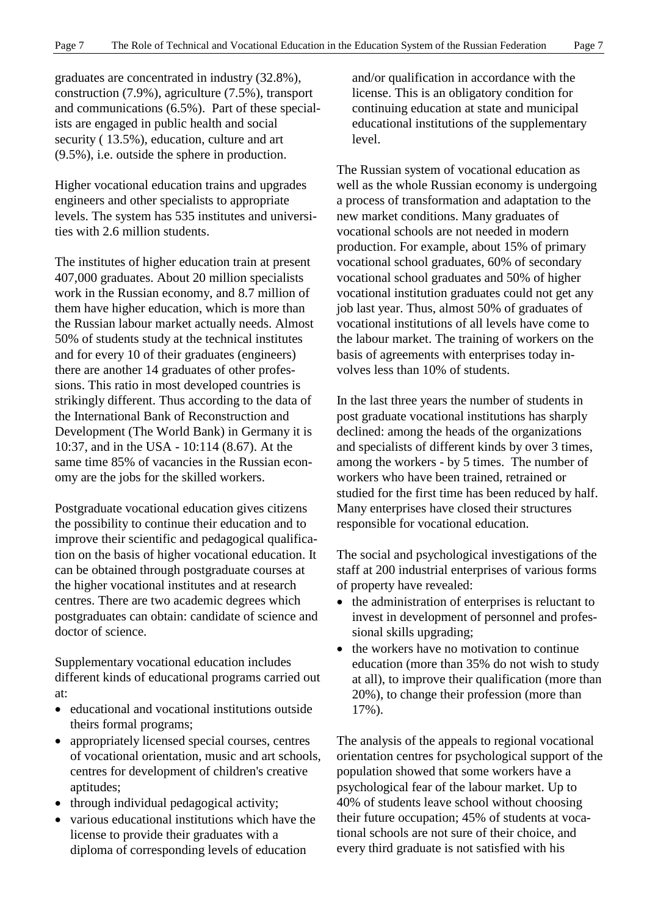graduates are concentrated in industry (32.8%), construction (7.9%), agriculture (7.5%), transport and communications (6.5%). Part of these specialists are engaged in public health and social security ( 13.5%), education, culture and art (9.5%), i.e. outside the sphere in production.

Higher vocational education trains and upgrades engineers and other specialists to appropriate levels. The system has 535 institutes and universities with 2.6 million students.

The institutes of higher education train at present 407,000 graduates. About 20 million specialists work in the Russian economy, and 8.7 million of them have higher education, which is more than the Russian labour market actually needs. Almost 50% of students study at the technical institutes and for every 10 of their graduates (engineers) there are another 14 graduates of other professions. This ratio in most developed countries is strikingly different. Thus according to the data of the International Bank of Reconstruction and Development (The World Bank) in Germany it is 10:37, and in the USA - 10:114 (8.67). At the same time 85% of vacancies in the Russian economy are the jobs for the skilled workers.

Postgraduate vocational education gives citizens the possibility to continue their education and to improve their scientific and pedagogical qualification on the basis of higher vocational education. It can be obtained through postgraduate courses at the higher vocational institutes and at research centres. There are two academic degrees which postgraduates can obtain: candidate of science and doctor of science.

Supplementary vocational education includes different kinds of educational programs carried out at:

- educational and vocational institutions outside theirs formal programs;
- appropriately licensed special courses, centres of vocational orientation, music and art schools, centres for development of children's creative aptitudes;
- through individual pedagogical activity;
- various educational institutions which have the license to provide their graduates with a diploma of corresponding levels of education and/or qualification in accordance with the license. This is an obligatory condition for continuing education at state and municipal educational institutions of the supplementary level.

The Russian system of vocational education as well as the whole Russian economy is undergoing a process of transformation and adaptation to the new market conditions. Many graduates of vocational schools are not needed in modern production. For example, about 15% of primary vocational school graduates, 60% of secondary vocational school graduates and 50% of higher vocational institution graduates could not get any job last year. Thus, almost 50% of graduates of vocational institutions of all levels have come to the labour market. The training of workers on the basis of agreements with enterprises today involves less than 10% of students.

In the last three years the number of students in post graduate vocational institutions has sharply declined: among the heads of the organizations and specialists of different kinds by over 3 times, among the workers - by 5 times. The number of workers who have been trained, retrained or studied for the first time has been reduced by half. Many enterprises have closed their structures responsible for vocational education.

The social and psychological investigations of the staff at 200 industrial enterprises of various forms of property have revealed:

- the administration of enterprises is reluctant to invest in development of personnel and professional skills upgrading;
- the workers have no motivation to continue education (more than 35% do not wish to study at all), to improve their qualification (more than 20%), to change their profession (more than 17%).

The analysis of the appeals to regional vocational orientation centres for psychological support of the population showed that some workers have a psychological fear of the labour market. Up to 40% of students leave school without choosing their future occupation; 45% of students at vocational schools are not sure of their choice, and every third graduate is not satisfied with his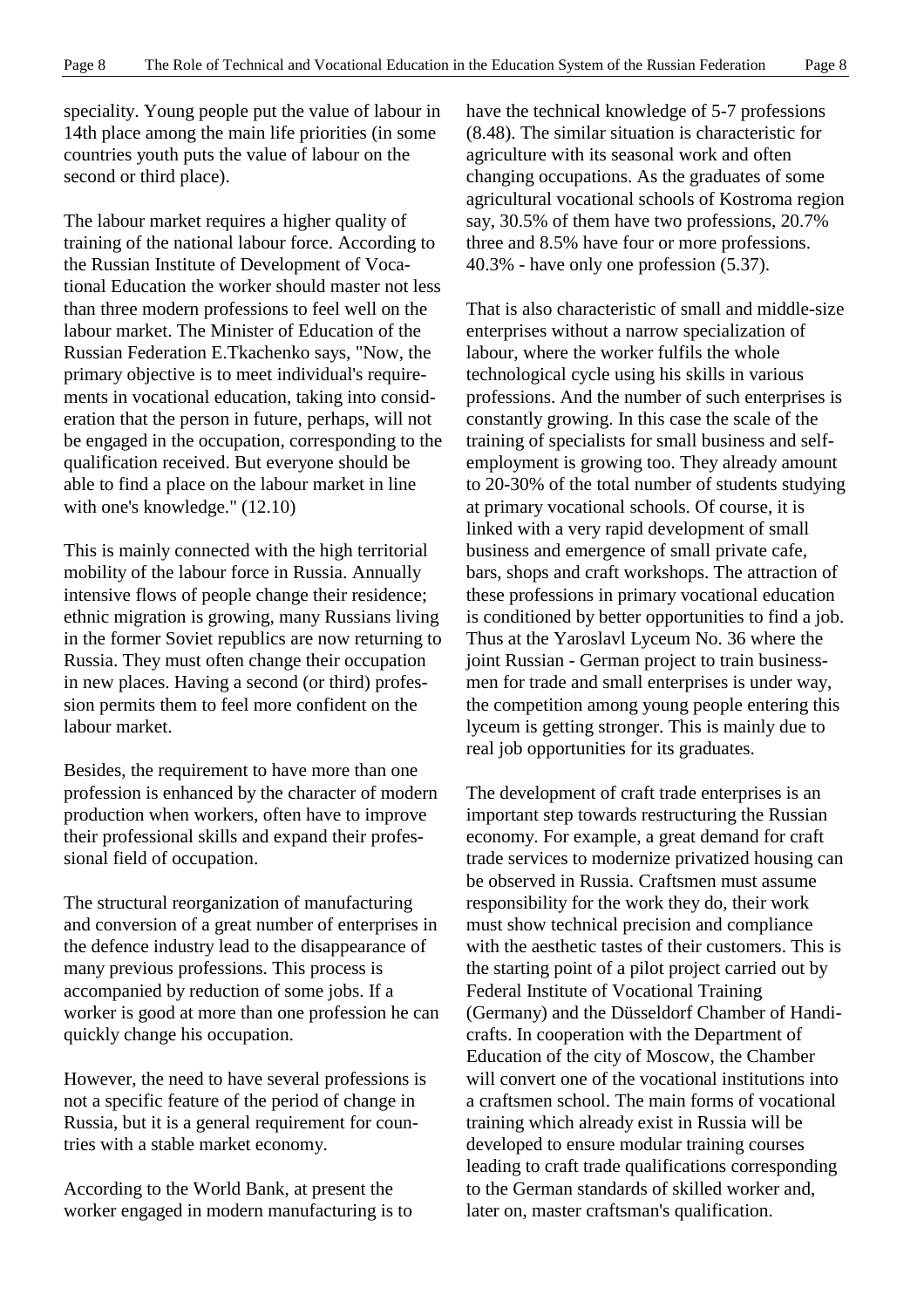speciality. Young people put the value of labour in 14th place among the main life priorities (in some countries youth puts the value of labour on the second or third place).

The labour market requires a higher quality of training of the national labour force. According to the Russian Institute of Development of Vocational Education the worker should master not less than three modern professions to feel well on the labour market. The Minister of Education of the Russian Federation E.Tkachenko says, "Now, the primary objective is to meet individual's requirements in vocational education, taking into consideration that the person in future, perhaps, will not be engaged in the occupation, corresponding to the qualification received. But everyone should be able to find a place on the labour market in line with one's knowledge." (12.10)

This is mainly connected with the high territorial mobility of the labour force in Russia. Annually intensive flows of people change their residence; ethnic migration is growing, many Russians living in the former Soviet republics are now returning to Russia. They must often change their occupation in new places. Having a second (or third) profession permits them to feel more confident on the labour market.

Besides, the requirement to have more than one profession is enhanced by the character of modern production when workers, often have to improve their professional skills and expand their professional field of occupation.

The structural reorganization of manufacturing and conversion of a great number of enterprises in the defence industry lead to the disappearance of many previous professions. This process is accompanied by reduction of some jobs. If a worker is good at more than one profession he can quickly change his occupation.

However, the need to have several professions is not a specific feature of the period of change in Russia, but it is a general requirement for countries with a stable market economy.

According to the World Bank, at present the worker engaged in modern manufacturing is to have the technical knowledge of 5-7 professions (8.48). The similar situation is characteristic for agriculture with its seasonal work and often changing occupations. As the graduates of some agricultural vocational schools of Kostroma region say, 30.5% of them have two professions, 20.7% three and 8.5% have four or more professions. 40.3% - have only one profession (5.37).

That is also characteristic of small and middle-size enterprises without a narrow specialization of labour, where the worker fulfils the whole technological cycle using his skills in various professions. And the number of such enterprises is constantly growing. In this case the scale of the training of specialists for small business and self-employment is growing too. They already amount to 20-30% of the total number of students studying at primary vocational schools. Of course, it is linked with a very rapid development of small business and emergence of small private cafe, bars, shops and craft workshops. The attraction of these professions in primary vocational education is conditioned by better opportunities to find a job. Thus at the Yaroslavl Lyceum No. 36 where the joint Russian - German project to train businessmen for trade and small enterprises is under way, the competition among young people entering this lyceum is getting stronger. This is mainly due to real job opportunities for its graduates.

The development of craft trade enterprises is an important step towards restructuring the Russian economy. For example, a great demand for craft trade services to modernize privatized housing can be observed in Russia. Craftsmen must assume responsibility for the work they do, their work must show technical precision and compliance with the aesthetic tastes of their customers. This is the starting point of a pilot project carried out by Federal Institute of Vocational Training (Germany) and the Düsseldorf Chamber of Handicrafts. In cooperation with the Department of Education of the city of Moscow, the Chamber will convert one of the vocational institutions into a craftsmen school. The main forms of vocational training which already exist in Russia will be developed to ensure modular training courses leading to craft trade qualifications corresponding to the German standards of skilled worker and, later on, master craftsman's qualification.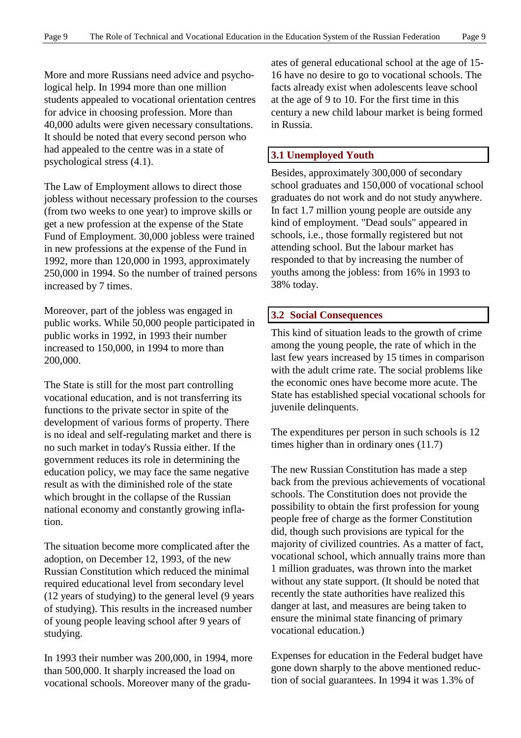More and more Russians need advice and psychological help. In 1994 more than one million students appealed to vocational orientation centres for advice in choosing profession. More than 40,000 adults were given necessary consultations. It should be noted that every second person who had appealed to the centre was in a state of psychological stress (4.1).

The Law of Employment allows to direct those jobless without necessary profession to the courses (from two weeks to one year) to improve skills or get a new profession at the expense of the State Fund of Employment. 30,000 jobless were trained in new professions at the expense of the Fund in 1992, more than 120,000 in 1993, approximately 250,000 in 1994. So the number of trained persons increased by 7 times.

Moreover, part of the jobless was engaged in public works. While 50,000 people participated in public works in 1992, in 1993 their number increased to 150,000, in 1994 to more than 200,000.

The State is still for the most part controlling vocational education, and is not transferring its functions to the private sector in spite of the development of various forms of property. There is no ideal and self-regulating market and there is no such market in today's Russia either. If the government reduces its role in determining the education policy, we may face the same negative result as with the diminished role of the state which brought in the collapse of the Russian national economy and constantly growing inflation.

The situation become more complicated after the adoption, on December 12, 1993, of the new Russian Constitution which reduced the minimal required educational level from secondary level (12 years of studying) to the general level (9 years of studying). This results in the increased number of young people leaving school after 9 years of studying.

In 1993 their number was 200,000, in 1994, more than 500,000. It sharply increased the load on vocational schools. Moreover many of the graduates of general educational school at the age of 15-16 have no desire to go to vocational schools. The facts already exist when adolescents leave school at the age of 9 to 10. For the first time in this century a new child labour market is being formed in Russia.

## 3.1 Unemployed Youth

Besides, approximately 300,000 of secondary school graduates and 150,000 of vocational school graduates do not work and do not study anywhere. In fact 1.7 million young people are outside any kind of employment. "Dead souls" appeared in schools, i.e., those formally registered but not attending school. But the labour market has responded to that by increasing the number of youths among the jobless: from 16% in 1993 to 38% today.

## 3.2 Social Consequences

This kind of situation leads to the growth of crime among the young people, the rate of which in the last few years increased by 15 times in comparison with the adult crime rate. The social problems like the economic ones have become more acute. The State has established special vocational schools for juvenile delinquents.

The expenditures per person in such schools is 12 times higher than in ordinary ones (11.7)

The new Russian Constitution has made a step back from the previous achievements of vocational schools. The Constitution does not provide the possibility to obtain the first profession for young people free of charge as the former Constitution did, though such provisions are typical for the majority of civilized countries. As a matter of fact, vocational school, which annually trains more than 1 million graduates, was thrown into the market without any state support. (It should be noted that recently the state authorities have realized this danger at last, and measures are being taken to ensure the minimal state financing of primary vocational education.)

Expenses for education in the Federal budget have gone down sharply to the above mentioned reduction of social guarantees. In 1994 it was 1.3% of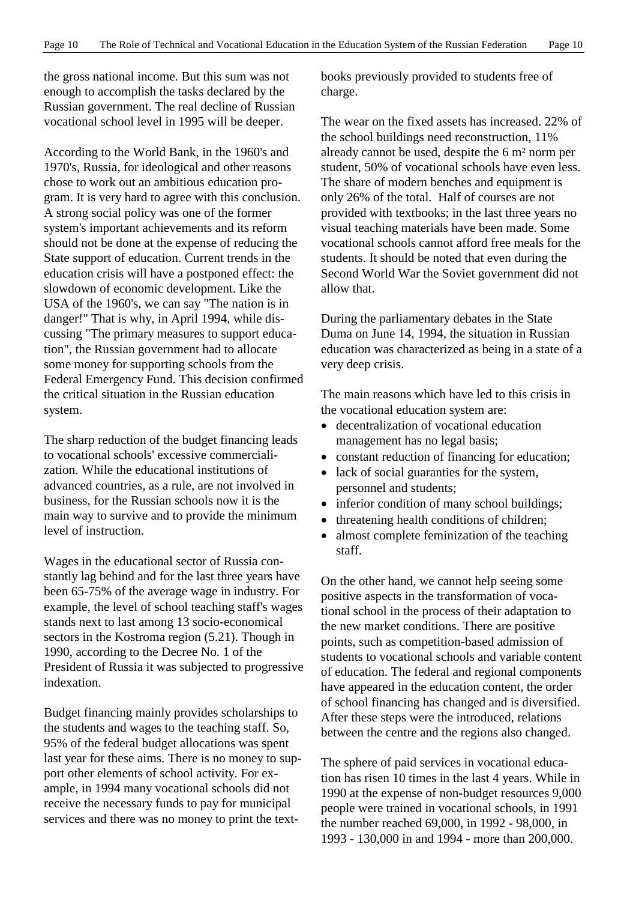the gross national income. But this sum was not enough to accomplish the tasks declared by the Russian government. The real decline of Russian vocational school level in 1995 will be deeper.

According to the World Bank, in the 1960's and 1970's, Russia, for ideological and other reasons chose to work out an ambitious education program. It is very hard to agree with this conclusion. A strong social policy was one of the former system's important achievements and its reform should not be done at the expense of reducing the State support of education. Current trends in the education crisis will have a postponed effect: the slowdown of economic development. Like the USA of the 1960's, we can say "The nation is in danger!" That is why, in April 1994, while discussing "The primary measures to support education", the Russian government had to allocate some money for supporting schools from the Federal Emergency Fund. This decision confirmed the critical situation in the Russian education system.

The sharp reduction of the budget financing leads to vocational schools' excessive commercialization. While the educational institutions of advanced countries, as a rule, are not involved in business, for the Russian schools now it is the main way to survive and to provide the minimum level of instruction.

Wages in the educational sector of Russia constantly lag behind and for the last three years have been 65-75% of the average wage in industry. For example, the level of school teaching staff's wages stands next to last among 13 socio-economical sectors in the Kostroma region (5.21). Though in 1990, according to the Decree No. 1 of the President of Russia it was subjected to progressive indexation.

Budget financing mainly provides scholarships to the students and wages to the teaching staff. So, 95% of the federal budget allocations was spent last year for these aims. There is no money to support other elements of school activity. For example, in 1994 many vocational schools did not receive the necessary funds to pay for municipal services and there was no money to print the textbooks previously provided to students free of charge.

The wear on the fixed assets has increased. 22% of the school buildings need reconstruction, 11% already cannot be used, despite the 6 m² norm per student, 50% of vocational schools have even less. The share of modern benches and equipment is only 26% of the total. Half of courses are not provided with textbooks; in the last three years no visual teaching materials have been made. Some vocational schools cannot afford free meals for the students. It should be noted that even during the Second World War the Soviet government did not allow that.

During the parliamentary debates in the State Duma on June 14, 1994, the situation in Russian education was characterized as being in a state of a very deep crisis.

The main reasons which have led to this crisis in the vocational education system are:

- decentralization of vocational education management has no legal basis;
- constant reduction of financing for education;
- lack of social guaranties for the system, personnel and students;
- inferior condition of many school buildings;
- threatening health conditions of children;
- almost complete feminization of the teaching staff.

On the other hand, we cannot help seeing some positive aspects in the transformation of vocational school in the process of their adaptation to the new market conditions. There are positive points, such as competition-based admission of students to vocational schools and variable content of education. The federal and regional components have appeared in the education content, the order of school financing has changed and is diversified. After these steps were the introduced, relations between the centre and the regions also changed.

The sphere of paid services in vocational education has risen 10 times in the last 4 years. While in 1990 at the expense of non-budget resources 9,000 people were trained in vocational schools, in 1991 the number reached 69,000, in 1992 - 98,000, in 1993 - 130,000 in and 1994 - more than 200,000.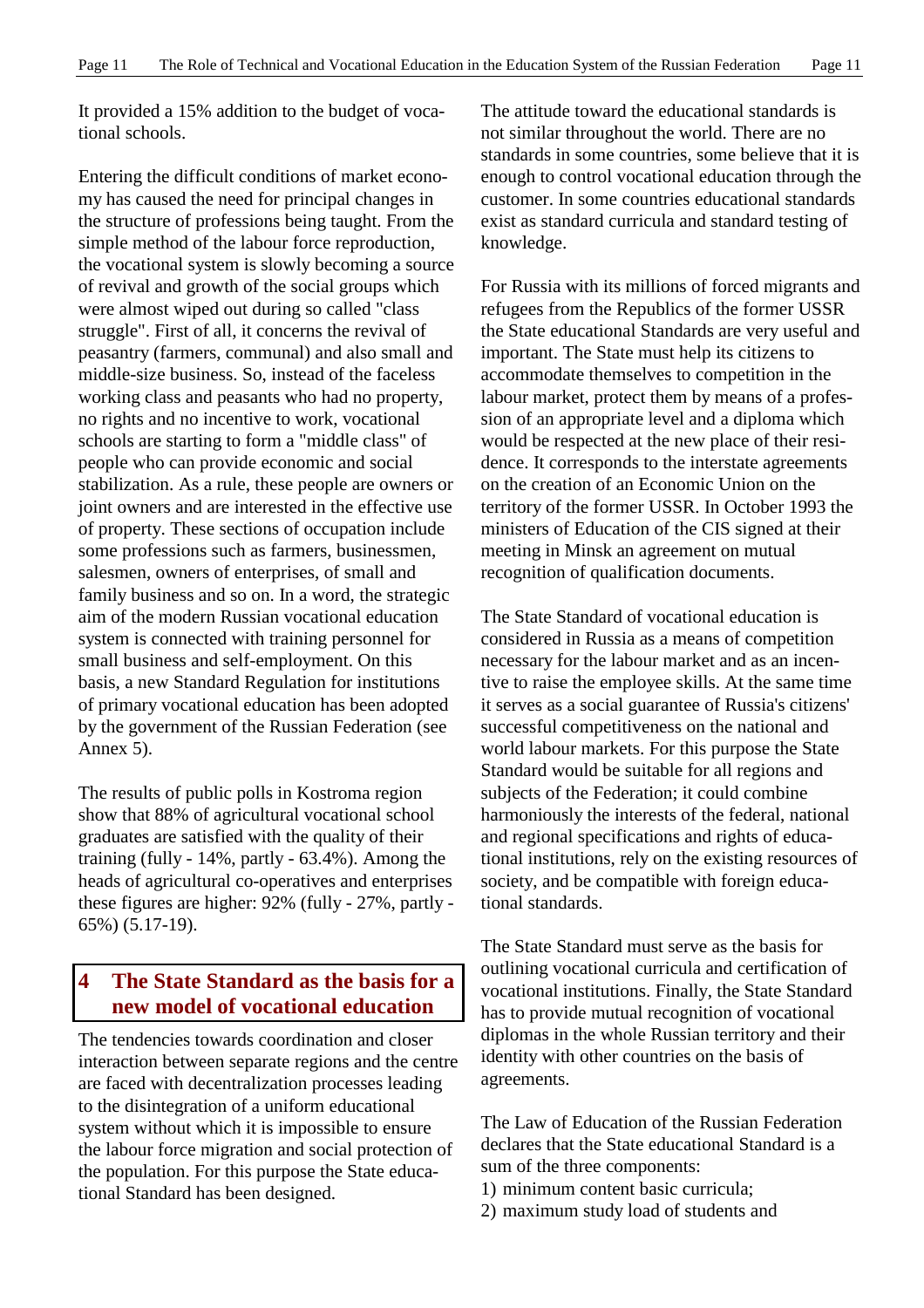It provided a 15% addition to the budget of vocational schools.

Entering the difficult conditions of market economy has caused the need for principal changes in the structure of professions being taught. From the simple method of the labour force reproduction, the vocational system is slowly becoming a source of revival and growth of the social groups which were almost wiped out during so called "class struggle". First of all, it concerns the revival of peasantry (farmers, communal) and also small and middle-size business. So, instead of the faceless working class and peasants who had no property, no rights and no incentive to work, vocational schools are starting to form a "middle class" of people who can provide economic and social stabilization. As a rule, these people are owners or joint owners and are interested in the effective use of property. These sections of occupation include some professions such as farmers, businessmen, salesmen, owners of enterprises, of small and family business and so on. In a word, the strategic aim of the modern Russian vocational education system is connected with training personnel for small business and self-employment. On this basis, a new Standard Regulation for institutions of primary vocational education has been adopted by the government of the Russian Federation (see Annex 5).

The results of public polls in Kostroma region show that 88% of agricultural vocational school graduates are satisfied with the quality of their training (fully - 14%, partly - 63.4%). Among the heads of agricultural co-operatives and enterprises these figures are higher: 92% (fully - 27%, partly - 65%) (5.17-19).

## 4 The State Standard as the basis for a new model of vocational education

The tendencies towards coordination and closer interaction between separate regions and the centre are faced with decentralization processes leading to the disintegration of a uniform educational system without which it is impossible to ensure the labour force migration and social protection of the population. For this purpose the State educational Standard has been designed.

The attitude toward the educational standards is not similar throughout the world. There are no standards in some countries, some believe that it is enough to control vocational education through the customer. In some countries educational standards exist as standard curricula and standard testing of knowledge.

For Russia with its millions of forced migrants and refugees from the Republics of the former USSR the State educational Standards are very useful and important. The State must help its citizens to accommodate themselves to competition in the labour market, protect them by means of a profession of an appropriate level and a diploma which would be respected at the new place of their residence. It corresponds to the interstate agreements on the creation of an Economic Union on the territory of the former USSR. In October 1993 the ministers of Education of the CIS signed at their meeting in Minsk an agreement on mutual recognition of qualification documents.

The State Standard of vocational education is considered in Russia as a means of competition necessary for the labour market and as an incentive to raise the employee skills. At the same time it serves as a social guarantee of Russia's citizens' successful competitiveness on the national and world labour markets. For this purpose the State Standard would be suitable for all regions and subjects of the Federation; it could combine harmoniously the interests of the federal, national and regional specifications and rights of educational institutions, rely on the existing resources of society, and be compatible with foreign educational standards.

The State Standard must serve as the basis for outlining vocational curricula and certification of vocational institutions. Finally, the State Standard has to provide mutual recognition of vocational diplomas in the whole Russian territory and their identity with other countries on the basis of agreements.

The Law of Education of the Russian Federation declares that the State educational Standard is a sum of the three components:

1) minimum content basic curricula;
2) maximum study load of students and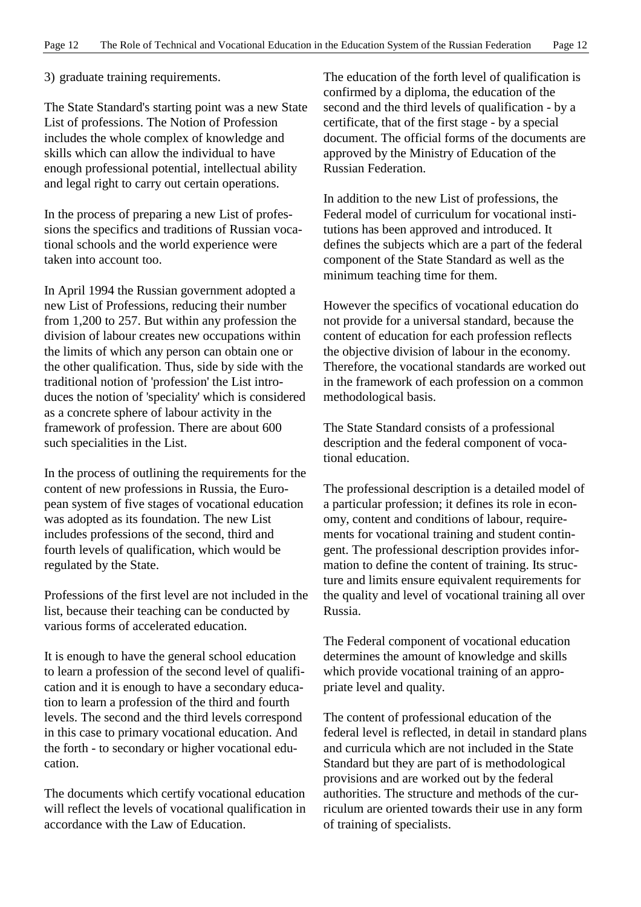3) graduate training requirements.

The State Standard's starting point was a new State List of professions. The Notion of Profession includes the whole complex of knowledge and skills which can allow the individual to have enough professional potential, intellectual ability and legal right to carry out certain operations.

In the process of preparing a new List of professions the specifics and traditions of Russian vocational schools and the world experience were taken into account too.

In April 1994 the Russian government adopted a new List of Professions, reducing their number from 1,200 to 257. But within any profession the division of labour creates new occupations within the limits of which any person can obtain one or the other qualification. Thus, side by side with the traditional notion of 'profession' the List introduces the notion of 'speciality' which is considered as a concrete sphere of labour activity in the framework of profession. There are about 600 such specialities in the List.

In the process of outlining the requirements for the content of new professions in Russia, the European system of five stages of vocational education was adopted as its foundation. The new List includes professions of the second, third and fourth levels of qualification, which would be regulated by the State.

Professions of the first level are not included in the list, because their teaching can be conducted by various forms of accelerated education.

It is enough to have the general school education to learn a profession of the second level of qualification and it is enough to have a secondary education to learn a profession of the third and fourth levels. The second and the third levels correspond in this case to primary vocational education. And the forth - to secondary or higher vocational education.

The documents which certify vocational education will reflect the levels of vocational qualification in accordance with the Law of Education.

The education of the forth level of qualification is confirmed by a diploma, the education of the second and the third levels of qualification - by a certificate, that of the first stage - by a special document. The official forms of the documents are approved by the Ministry of Education of the Russian Federation.

In addition to the new List of professions, the Federal model of curriculum for vocational institutions has been approved and introduced. It defines the subjects which are a part of the federal component of the State Standard as well as the minimum teaching time for them.

However the specifics of vocational education do not provide for a universal standard, because the content of education for each profession reflects the objective division of labour in the economy. Therefore, the vocational standards are worked out in the framework of each profession on a common methodological basis.

The State Standard consists of a professional description and the federal component of vocational education.

The professional description is a detailed model of a particular profession; it defines its role in economy, content and conditions of labour, requirements for vocational training and student contingent. The professional description provides information to define the content of training. Its structure and limits ensure equivalent requirements for the quality and level of vocational training all over Russia.

The Federal component of vocational education determines the amount of knowledge and skills which provide vocational training of an appropriate level and quality.

The content of professional education of the federal level is reflected, in detail in standard plans and curricula which are not included in the State Standard but they are part of is methodological provisions and are worked out by the federal authorities. The structure and methods of the curriculum are oriented towards their use in any form of training of specialists.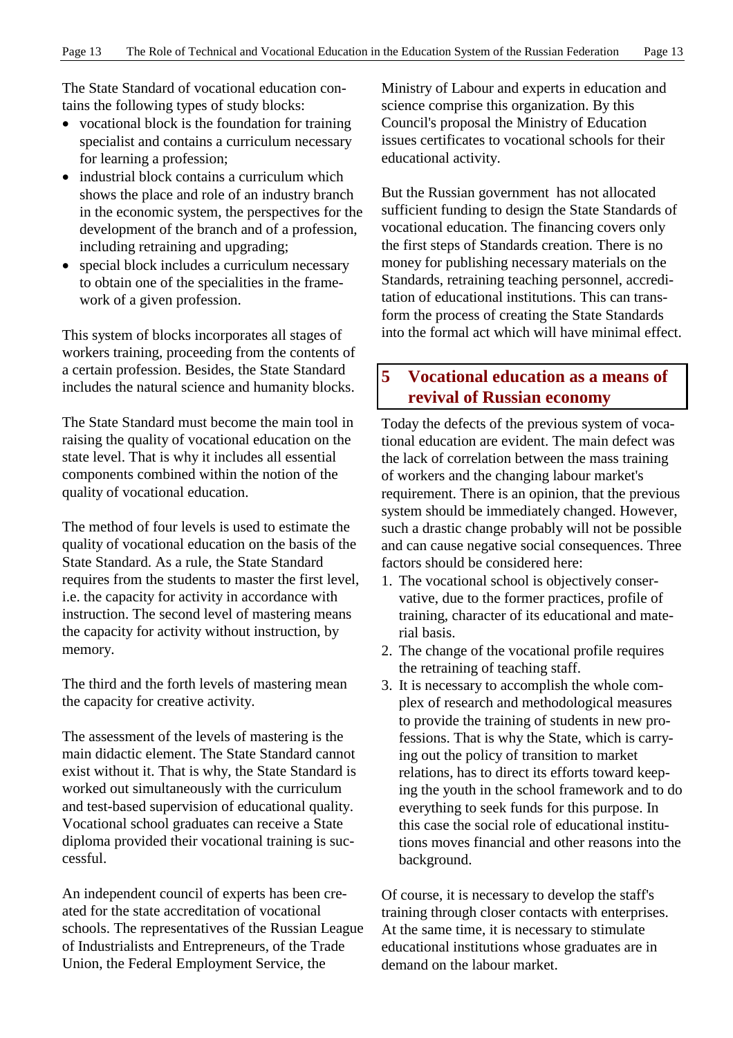The State Standard of vocational education contains the following types of study blocks:

- vocational block is the foundation for training specialist and contains a curriculum necessary for learning a profession;
- industrial block contains a curriculum which shows the place and role of an industry branch in the economic system, the perspectives for the development of the branch and of a profession, including retraining and upgrading;
- special block includes a curriculum necessary to obtain one of the specialities in the framework of a given profession.

This system of blocks incorporates all stages of workers training, proceeding from the contents of a certain profession. Besides, the State Standard includes the natural science and humanity blocks.

The State Standard must become the main tool in raising the quality of vocational education on the state level. That is why it includes all essential components combined within the notion of the quality of vocational education.

The method of four levels is used to estimate the quality of vocational education on the basis of the State Standard. As a rule, the State Standard requires from the students to master the first level, i.e. the capacity for activity in accordance with instruction. The second level of mastering means the capacity for activity without instruction, by memory.

The third and the forth levels of mastering mean the capacity for creative activity.

The assessment of the levels of mastering is the main didactic element. The State Standard cannot exist without it. That is why, the State Standard is worked out simultaneously with the curriculum and test-based supervision of educational quality. Vocational school graduates can receive a State diploma provided their vocational training is successful.

An independent council of experts has been created for the state accreditation of vocational schools. The representatives of the Russian League of Industrialists and Entrepreneurs, of the Trade Union, the Federal Employment Service, the Ministry of Labour and experts in education and science comprise this organization. By this Council's proposal the Ministry of Education issues certificates to vocational schools for their educational activity.

But the Russian government has not allocated sufficient funding to design the State Standards of vocational education. The financing covers only the first steps of Standards creation. There is no money for publishing necessary materials on the Standards, retraining teaching personnel, accreditation of educational institutions. This can transform the process of creating the State Standards into the formal act which will have minimal effect.

## 5 Vocational education as a means of revival of Russian economy

Today the defects of the previous system of vocational education are evident. The main defect was the lack of correlation between the mass training of workers and the changing labour market's requirement. There is an opinion, that the previous system should be immediately changed. However, such a drastic change probably will not be possible and can cause negative social consequences. Three factors should be considered here:

1. The vocational school is objectively conservative, due to the former practices, profile of training, character of its educational and material basis.
2. The change of the vocational profile requires the retraining of teaching staff.
3. It is necessary to accomplish the whole complex of research and methodological measures to provide the training of students in new professions. That is why the State, which is carrying out the policy of transition to market relations, has to direct its efforts toward keeping the youth in the school framework and to do everything to seek funds for this purpose. In this case the social role of educational institutions moves financial and other reasons into the background.

Of course, it is necessary to develop the staff's training through closer contacts with enterprises. At the same time, it is necessary to stimulate educational institutions whose graduates are in demand on the labour market.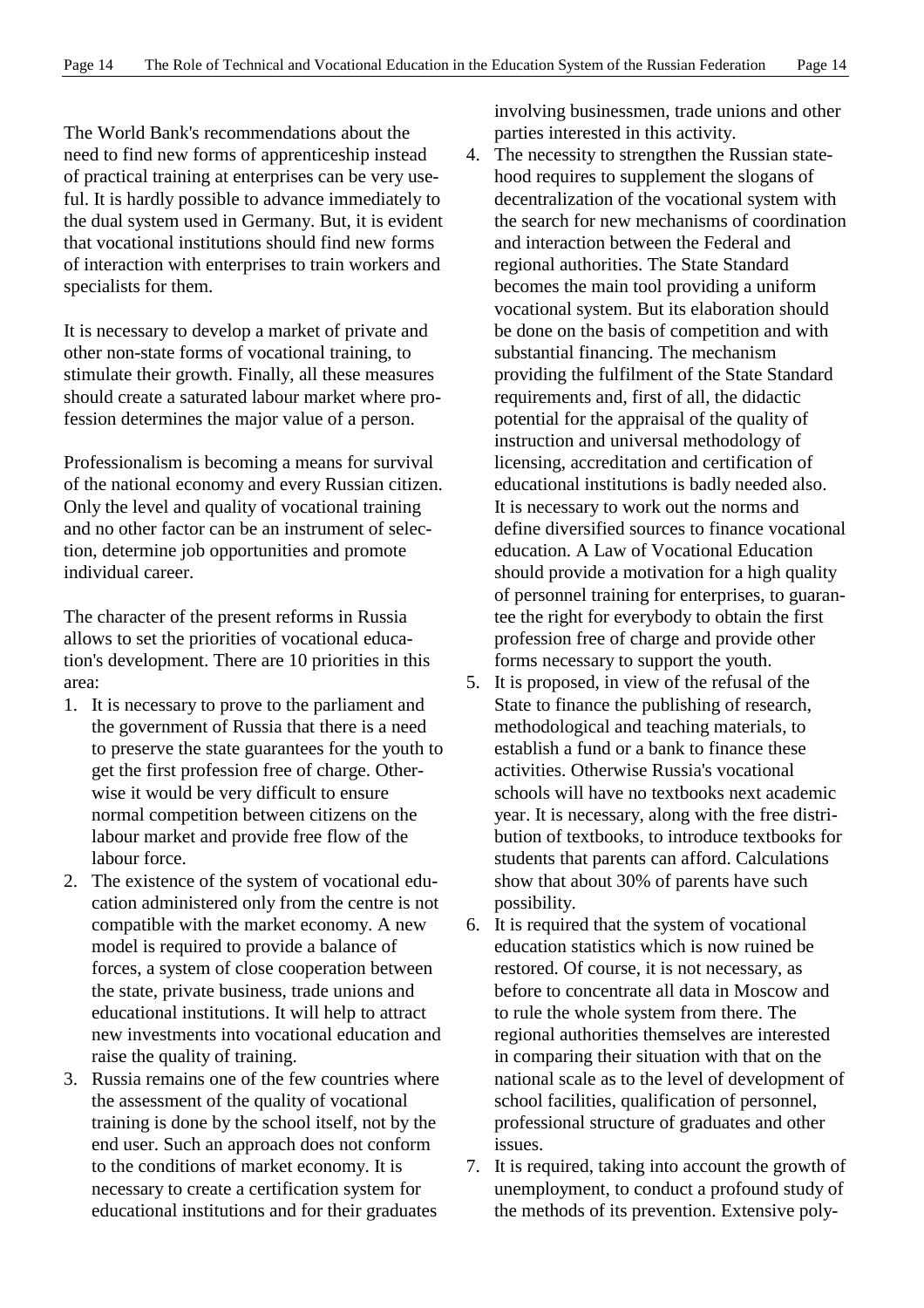The World Bank's recommendations about the need to find new forms of apprenticeship instead of practical training at enterprises can be very useful. It is hardly possible to advance immediately to the dual system used in Germany. But, it is evident that vocational institutions should find new forms of interaction with enterprises to train workers and specialists for them.

It is necessary to develop a market of private and other non-state forms of vocational training, to stimulate their growth. Finally, all these measures should create a saturated labour market where profession determines the major value of a person.

Professionalism is becoming a means for survival of the national economy and every Russian citizen. Only the level and quality of vocational training and no other factor can be an instrument of selection, determine job opportunities and promote individual career.

The character of the present reforms in Russia allows to set the priorities of vocational education's development. There are 10 priorities in this area:

1. It is necessary to prove to the parliament and the government of Russia that there is a need to preserve the state guarantees for the youth to get the first profession free of charge. Otherwise it would be very difficult to ensure normal competition between citizens on the labour market and provide free flow of the labour force.
2. The existence of the system of vocational education administered only from the centre is not compatible with the market economy. A new model is required to provide a balance of forces, a system of close cooperation between the state, private business, trade unions and educational institutions. It will help to attract new investments into vocational education and raise the quality of training.
3. Russia remains one of the few countries where the assessment of the quality of vocational training is done by the school itself, not by the end user. Such an approach does not conform to the conditions of market economy. It is necessary to create a certification system for educational institutions and for their graduates involving businessmen, trade unions and other parties interested in this activity.
4. The necessity to strengthen the Russian statehood requires to supplement the slogans of decentralization of the vocational system with the search for new mechanisms of coordination and interaction between the Federal and regional authorities. The State Standard becomes the main tool providing a uniform vocational system. But its elaboration should be done on the basis of competition and with substantial financing. The mechanism providing the fulfilment of the State Standard requirements and, first of all, the didactic potential for the appraisal of the quality of instruction and universal methodology of licensing, accreditation and certification of educational institutions is badly needed also. It is necessary to work out the norms and define diversified sources to finance vocational education. A Law of Vocational Education should provide a motivation for a high quality of personnel training for enterprises, to guarantee the right for everybody to obtain the first profession free of charge and provide other forms necessary to support the youth.
5. It is proposed, in view of the refusal of the State to finance the publishing of research, methodological and teaching materials, to establish a fund or a bank to finance these activities. Otherwise Russia's vocational schools will have no textbooks next academic year. It is necessary, along with the free distribution of textbooks, to introduce textbooks for students that parents can afford. Calculations show that about 30% of parents have such possibility.
6. It is required that the system of vocational education statistics which is now ruined be restored. Of course, it is not necessary, as before to concentrate all data in Moscow and to rule the whole system from there. The regional authorities themselves are interested in comparing their situation with that on the national scale as to the level of development of school facilities, qualification of personnel, professional structure of graduates and other issues.
7. It is required, taking into account the growth of unemployment, to conduct a profound study of the methods of its prevention. Extensive poly-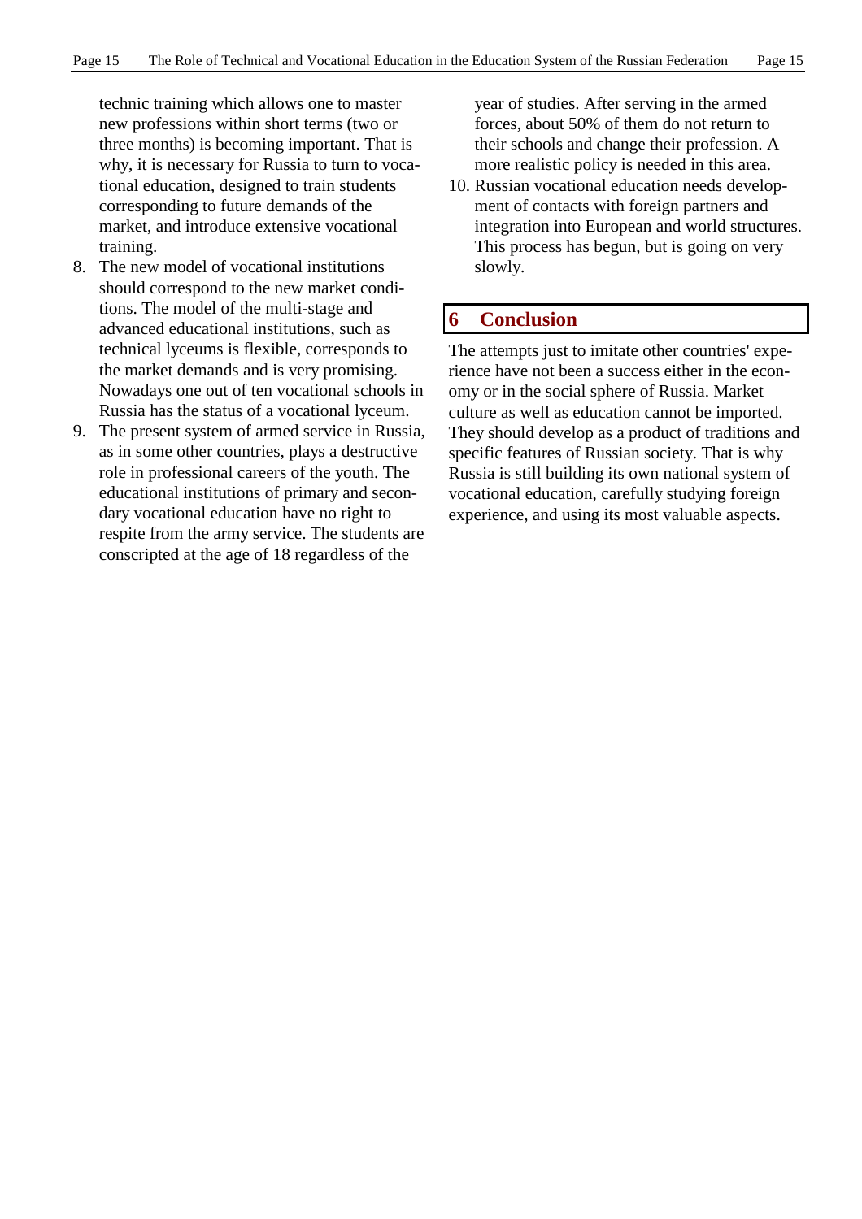technic training which allows one to master new professions within short terms (two or three months) is becoming important. That is why, it is necessary for Russia to turn to vocational education, designed to train students corresponding to future demands of the market, and introduce extensive vocational training.

8. The new model of vocational institutions should correspond to the new market conditions. The model of the multi-stage and advanced educational institutions, such as technical lyceums is flexible, corresponds to the market demands and is very promising. Nowadays one out of ten vocational schools in Russia has the status of a vocational lyceum.
9. The present system of armed service in Russia, as in some other countries, plays a destructive role in professional careers of the youth. The educational institutions of primary and secondary vocational education have no right to respite from the army service. The students are conscripted at the age of 18 regardless of the year of studies. After serving in the armed forces, about 50% of them do not return to their schools and change their profession. A more realistic policy is needed in this area.
10. Russian vocational education needs development of contacts with foreign partners and integration into European and world structures. This process has begun, but is going on very slowly.

## 6 Conclusion

The attempts just to imitate other countries' experience have not been a success either in the economy or in the social sphere of Russia. Market culture as well as education cannot be imported. They should develop as a product of traditions and specific features of Russian society. That is why Russia is still building its own national system of vocational education, carefully studying foreign experience, and using its most valuable aspects.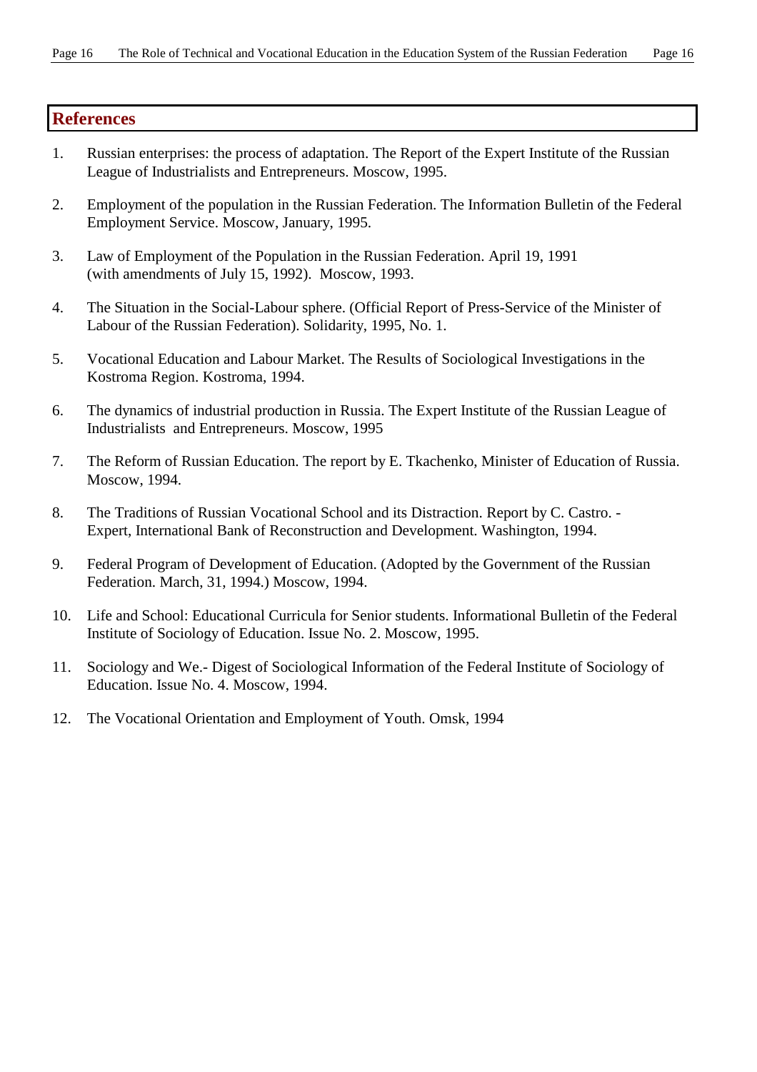## References

1. Russian enterprises: the process of adaptation. The Report of the Expert Institute of the Russian League of Industrialists and Entrepreneurs. Moscow, 1995.

2. Employment of the population in the Russian Federation. The Information Bulletin of the Federal Employment Service. Moscow, January, 1995.

3. Law of Employment of the Population in the Russian Federation. April 19, 1991 (with amendments of July 15, 1992). Moscow, 1993.

4. The Situation in the Social-Labour sphere. (Official Report of Press-Service of the Minister of Labour of the Russian Federation). Solidarity, 1995, No. 1.

5. Vocational Education and Labour Market. The Results of Sociological Investigations in the Kostroma Region. Kostroma, 1994.

6. The dynamics of industrial production in Russia. The Expert Institute of the Russian League of Industrialists and Entrepreneurs. Moscow, 1995

7. The Reform of Russian Education. The report by E. Tkachenko, Minister of Education of Russia. Moscow, 1994.

8. The Traditions of Russian Vocational School and its Distraction. Report by C. Castro. - Expert, International Bank of Reconstruction and Development. Washington, 1994.

9. Federal Program of Development of Education. (Adopted by the Government of the Russian Federation. March, 31, 1994.) Moscow, 1994.

10. Life and School: Educational Curricula for Senior students. Informational Bulletin of the Federal Institute of Sociology of Education. Issue No. 2. Moscow, 1995.

11. Sociology and We.- Digest of Sociological Information of the Federal Institute of Sociology of Education. Issue No. 4. Moscow, 1994.

12. The Vocational Orientation and Employment of Youth. Omsk, 1994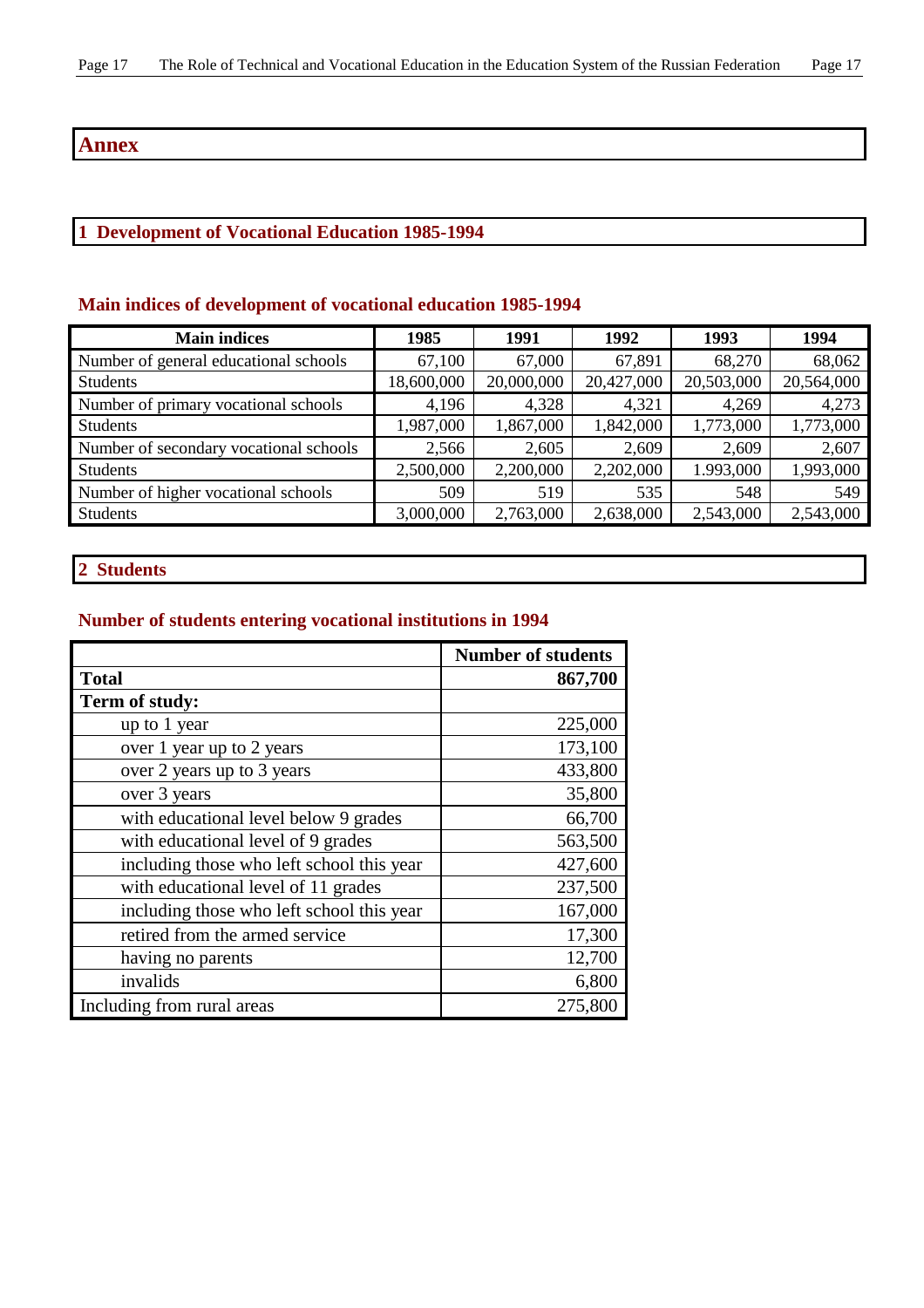# Annex

## 1 Development of Vocational Education 1985-1994

### Main indices of development of vocational education 1985-1994

| Main indices | 1985 | 1991 | 1992 | 1993 | 1994 |
|---|---|---|---|---|---|
| Number of general educational schools | 67,100 | 67,000 | 67,891 | 68,270 | 68,062 |
| Students | 18,600,000 | 20,000,000 | 20,427,000 | 20,503,000 | 20,564,000 |
| Number of primary vocational schools | 4,196 | 4,328 | 4,321 | 4,269 | 4,273 |
| Students | 1,987,000 | 1,867,000 | 1,842,000 | 1,773,000 | 1,773,000 |
| Number of secondary vocational schools | 2,566 | 2,605 | 2,609 | 2,609 | 2,607 |
| Students | 2,500,000 | 2,200,000 | 2,202,000 | 1.993,000 | 1,993,000 |
| Number of higher vocational schools | 509 | 519 | 535 | 548 | 549 |
| Students | 3,000,000 | 2,763,000 | 2,638,000 | 2,543,000 | 2,543,000 |

## 2 Students

### Number of students entering vocational institutions in 1994

| | Number of students |
|---|---|
| **Total** | **867,700** |
| **Term of study:** | |
| up to 1 year | 225,000 |
| over 1 year up to 2 years | 173,100 |
| over 2 years up to 3 years | 433,800 |
| over 3 years | 35,800 |
| with educational level below 9 grades | 66,700 |
| with educational level of 9 grades | 563,500 |
| including those who left school this year | 427,600 |
| with educational level of 11 grades | 237,500 |
| including those who left school this year | 167,000 |
| retired from the armed service | 17,300 |
| having no parents | 12,700 |
| invalids | 6,800 |
| Including from rural areas | 275,800 |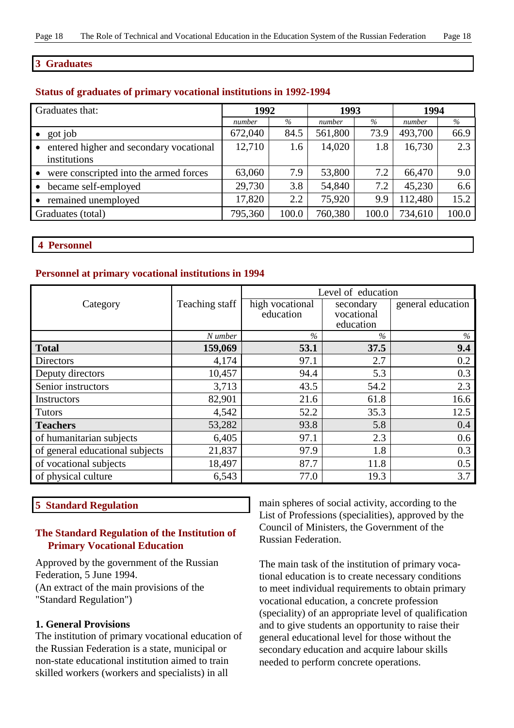## 3 Graduates

### Status of graduates of primary vocational institutions in 1992-1994

| Graduates that: | 1992 | | 1993 | | 1994 | |
|---|---|---|---|---|---|---|
| | *number* | *%* | *number* | *%* | *number* | *%* |
| • got job | 672,040 | 84.5 | 561,800 | 73.9 | 493,700 | 66.9 |
| • entered higher and secondary vocational institutions | 12,710 | 1.6 | 14,020 | 1.8 | 16,730 | 2.3 |
| • were conscripted into the armed forces | 63,060 | 7.9 | 53,800 | 7.2 | 66,470 | 9.0 |
| • became self-employed | 29,730 | 3.8 | 54,840 | 7.2 | 45,230 | 6.6 |
| • remained unemployed | 17,820 | 2.2 | 75,920 | 9.9 | 112,480 | 15.2 |
| Graduates (total) | 795,360 | 100.0 | 760,380 | 100.0 | 734,610 | 100.0 |

## 4 Personnel

### Personnel at primary vocational institutions in 1994

| Category | Teaching staff | Level of education | | |
|---|---|---|---|---|
| | | high vocational education | secondary vocational education | general education |
| | *Number* | *%* | *%* | *%* |
| **Total** | **159,069** | **53.1** | **37.5** | **9.4** |
| Directors | 4,174 | 97.1 | 2.7 | 0.2 |
| Deputy directors | 10,457 | 94.4 | 5.3 | 0.3 |
| Senior instructors | 3,713 | 43.5 | 54.2 | 2.3 |
| Instructors | 82,901 | 21.6 | 61.8 | 16.6 |
| Tutors | 4,542 | 52.2 | 35.3 | 12.5 |
| **Teachers** | 53,282 | 93.8 | 5.8 | 0.4 |
| of humanitarian subjects | 6,405 | 97.1 | 2.3 | 0.6 |
| of general educational subjects | 21,837 | 97.9 | 1.8 | 0.3 |
| of vocational subjects | 18,497 | 87.7 | 11.8 | 0.5 |
| of physical culture | 6,543 | 77.0 | 19.3 | 3.7 |

## 5 Standard Regulation

### The Standard Regulation of the Institution of Primary Vocational Education

Approved by the government of the Russian Federation, 5 June 1994.
(An extract of the main provisions of the "Standard Regulation")

**1. General Provisions**

The institution of primary vocational education of the Russian Federation is a state, municipal or non-state educational institution aimed to train skilled workers (workers and specialists) in all main spheres of social activity, according to the List of Professions (specialities), approved by the Council of Ministers, the Government of the Russian Federation.

The main task of the institution of primary vocational education is to create necessary conditions to meet individual requirements to obtain primary vocational education, a concrete profession (speciality) of an appropriate level of qualification and to give students an opportunity to raise their general educational level for those without the secondary education and acquire labour skills needed to perform concrete operations.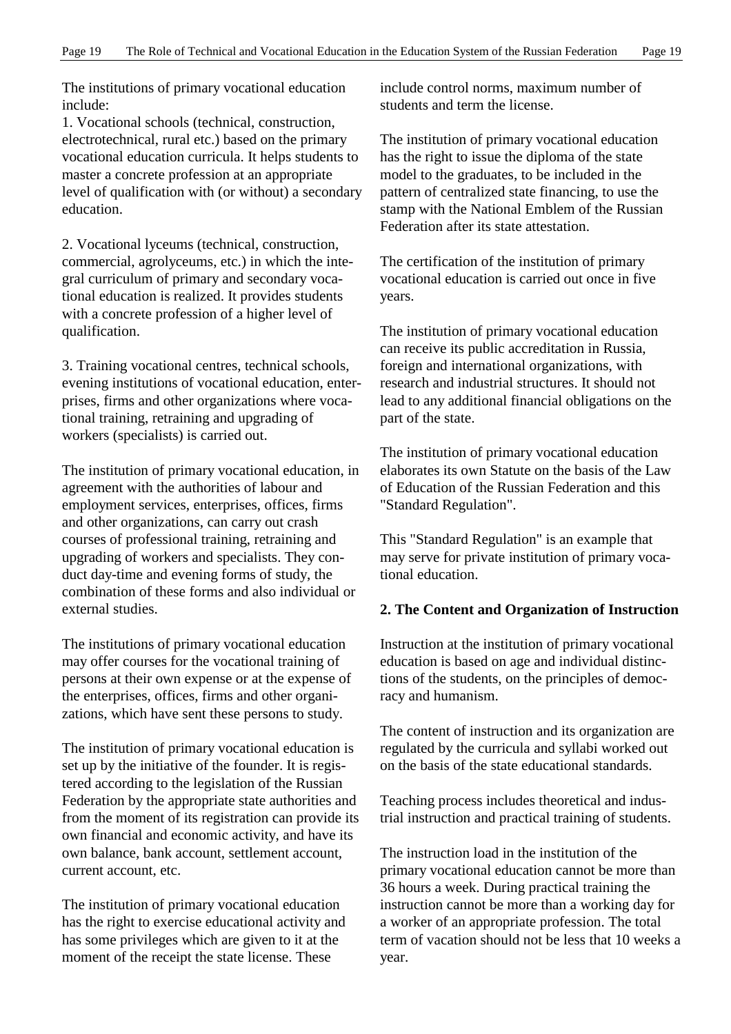The institutions of primary vocational education include:

1. Vocational schools (technical, construction, electrotechnical, rural etc.) based on the primary vocational education curricula. It helps students to master a concrete profession at an appropriate level of qualification with (or without) a secondary education.

2. Vocational lyceums (technical, construction, commercial, agrolyceums, etc.) in which the integral curriculum of primary and secondary vocational education is realized. It provides students with a concrete profession of a higher level of qualification.

3. Training vocational centres, technical schools, evening institutions of vocational education, enterprises, firms and other organizations where vocational training, retraining and upgrading of workers (specialists) is carried out.

The institution of primary vocational education, in agreement with the authorities of labour and employment services, enterprises, offices, firms and other organizations, can carry out crash courses of professional training, retraining and upgrading of workers and specialists. They conduct day-time and evening forms of study, the combination of these forms and also individual or external studies.

The institutions of primary vocational education may offer courses for the vocational training of persons at their own expense or at the expense of the enterprises, offices, firms and other organizations, which have sent these persons to study.

The institution of primary vocational education is set up by the initiative of the founder. It is registered according to the legislation of the Russian Federation by the appropriate state authorities and from the moment of its registration can provide its own financial and economic activity, and have its own balance, bank account, settlement account, current account, etc.

The institution of primary vocational education has the right to exercise educational activity and has some privileges which are given to it at the moment of the receipt the state license. These include control norms, maximum number of students and term the license.

The institution of primary vocational education has the right to issue the diploma of the state model to the graduates, to be included in the pattern of centralized state financing, to use the stamp with the National Emblem of the Russian Federation after its state attestation.

The certification of the institution of primary vocational education is carried out once in five years.

The institution of primary vocational education can receive its public accreditation in Russia, foreign and international organizations, with research and industrial structures. It should not lead to any additional financial obligations on the part of the state.

The institution of primary vocational education elaborates its own Statute on the basis of the Law of Education of the Russian Federation and this "Standard Regulation".

This "Standard Regulation" is an example that may serve for private institution of primary vocational education.

**2. The Content and Organization of Instruction**

Instruction at the institution of primary vocational education is based on age and individual distinctions of the students, on the principles of democracy and humanism.

The content of instruction and its organization are regulated by the curricula and syllabi worked out on the basis of the state educational standards.

Teaching process includes theoretical and industrial instruction and practical training of students.

The instruction load in the institution of the primary vocational education cannot be more than 36 hours a week. During practical training the instruction cannot be more than a working day for a worker of an appropriate profession. The total term of vacation should not be less that 10 weeks a year.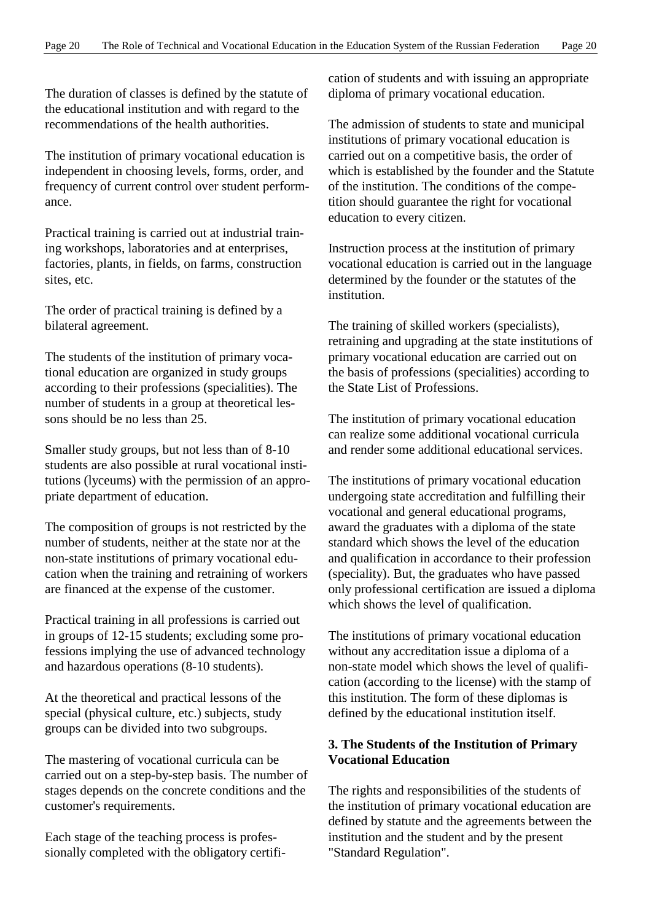The duration of classes is defined by the statute of the educational institution and with regard to the recommendations of the health authorities.

The institution of primary vocational education is independent in choosing levels, forms, order, and frequency of current control over student performance.

Practical training is carried out at industrial training workshops, laboratories and at enterprises, factories, plants, in fields, on farms, construction sites, etc.

The order of practical training is defined by a bilateral agreement.

The students of the institution of primary vocational education are organized in study groups according to their professions (specialities). The number of students in a group at theoretical lessons should be no less than 25.

Smaller study groups, but not less than of 8-10 students are also possible at rural vocational institutions (lyceums) with the permission of an appropriate department of education.

The composition of groups is not restricted by the number of students, neither at the state nor at the non-state institutions of primary vocational education when the training and retraining of workers are financed at the expense of the customer.

Practical training in all professions is carried out in groups of 12-15 students; excluding some professions implying the use of advanced technology and hazardous operations (8-10 students).

At the theoretical and practical lessons of the special (physical culture, etc.) subjects, study groups can be divided into two subgroups.

The mastering of vocational curricula can be carried out on a step-by-step basis. The number of stages depends on the concrete conditions and the customer's requirements.

Each stage of the teaching process is professionally completed with the obligatory certification of students and with issuing an appropriate diploma of primary vocational education.

The admission of students to state and municipal institutions of primary vocational education is carried out on a competitive basis, the order of which is established by the founder and the Statute of the institution. The conditions of the competition should guarantee the right for vocational education to every citizen.

Instruction process at the institution of primary vocational education is carried out in the language determined by the founder or the statutes of the institution.

The training of skilled workers (specialists), retraining and upgrading at the state institutions of primary vocational education are carried out on the basis of professions (specialities) according to the State List of Professions.

The institution of primary vocational education can realize some additional vocational curricula and render some additional educational services.

The institutions of primary vocational education undergoing state accreditation and fulfilling their vocational and general educational programs, award the graduates with a diploma of the state standard which shows the level of the education and qualification in accordance to their profession (speciality). But, the graduates who have passed only professional certification are issued a diploma which shows the level of qualification.

The institutions of primary vocational education without any accreditation issue a diploma of a non-state model which shows the level of qualification (according to the license) with the stamp of this institution. The form of these diplomas is defined by the educational institution itself.

### 3. The Students of the Institution of Primary Vocational Education

The rights and responsibilities of the students of the institution of primary vocational education are defined by statute and the agreements between the institution and the student and by the present "Standard Regulation".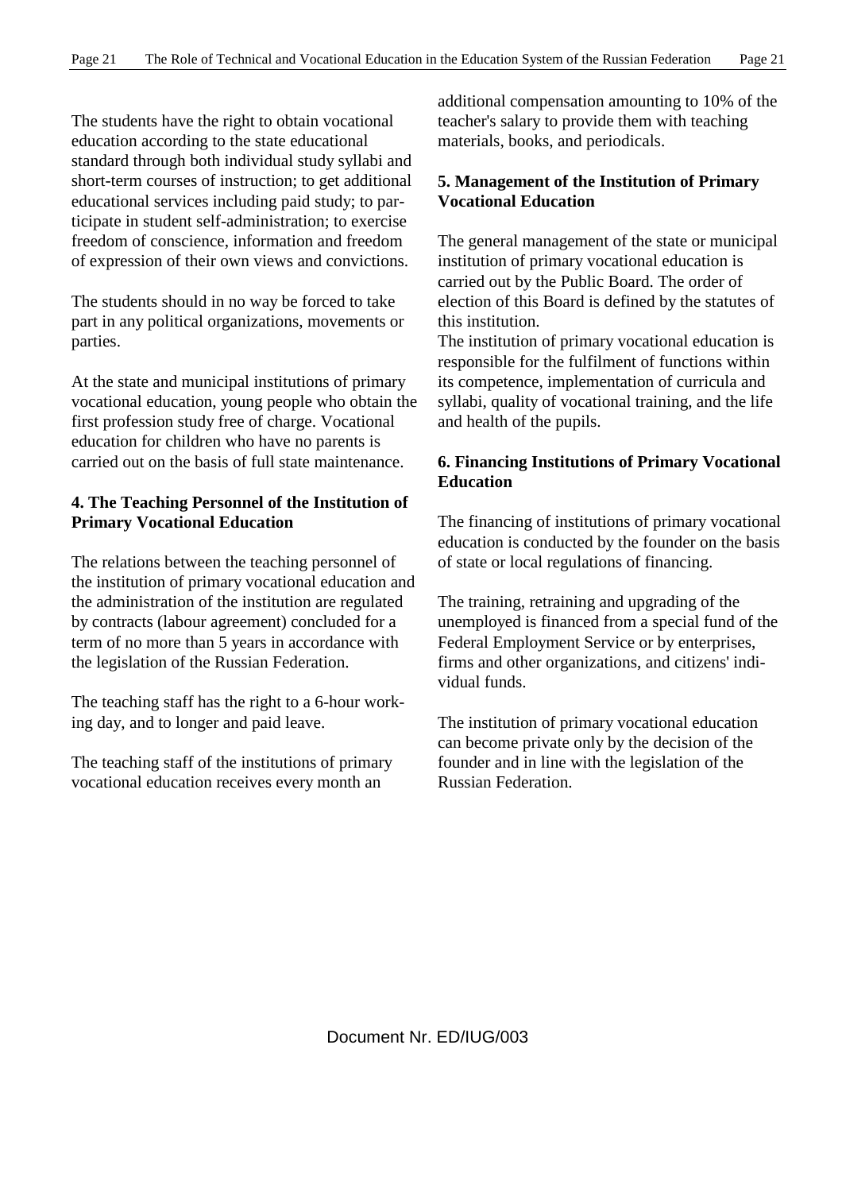The students have the right to obtain vocational education according to the state educational standard through both individual study syllabi and short-term courses of instruction; to get additional educational services including paid study; to participate in student self-administration; to exercise freedom of conscience, information and freedom of expression of their own views and convictions.

The students should in no way be forced to take part in any political organizations, movements or parties.

At the state and municipal institutions of primary vocational education, young people who obtain the first profession study free of charge. Vocational education for children who have no parents is carried out on the basis of full state maintenance.

### 4. The Teaching Personnel of the Institution of Primary Vocational Education

The relations between the teaching personnel of the institution of primary vocational education and the administration of the institution are regulated by contracts (labour agreement) concluded for a term of no more than 5 years in accordance with the legislation of the Russian Federation.

The teaching staff has the right to a 6-hour working day, and to longer and paid leave.

The teaching staff of the institutions of primary vocational education receives every month an additional compensation amounting to 10% of the teacher's salary to provide them with teaching materials, books, and periodicals.

### 5. Management of the Institution of Primary Vocational Education

The general management of the state or municipal institution of primary vocational education is carried out by the Public Board. The order of election of this Board is defined by the statutes of this institution.
The institution of primary vocational education is responsible for the fulfilment of functions within its competence, implementation of curricula and syllabi, quality of vocational training, and the life and health of the pupils.

### 6. Financing Institutions of Primary Vocational Education

The financing of institutions of primary vocational education is conducted by the founder on the basis of state or local regulations of financing.

The training, retraining and upgrading of the unemployed is financed from a special fund of the Federal Employment Service or by enterprises, firms and other organizations, and citizens' individual funds.

The institution of primary vocational education can become private only by the decision of the founder and in line with the legislation of the Russian Federation.